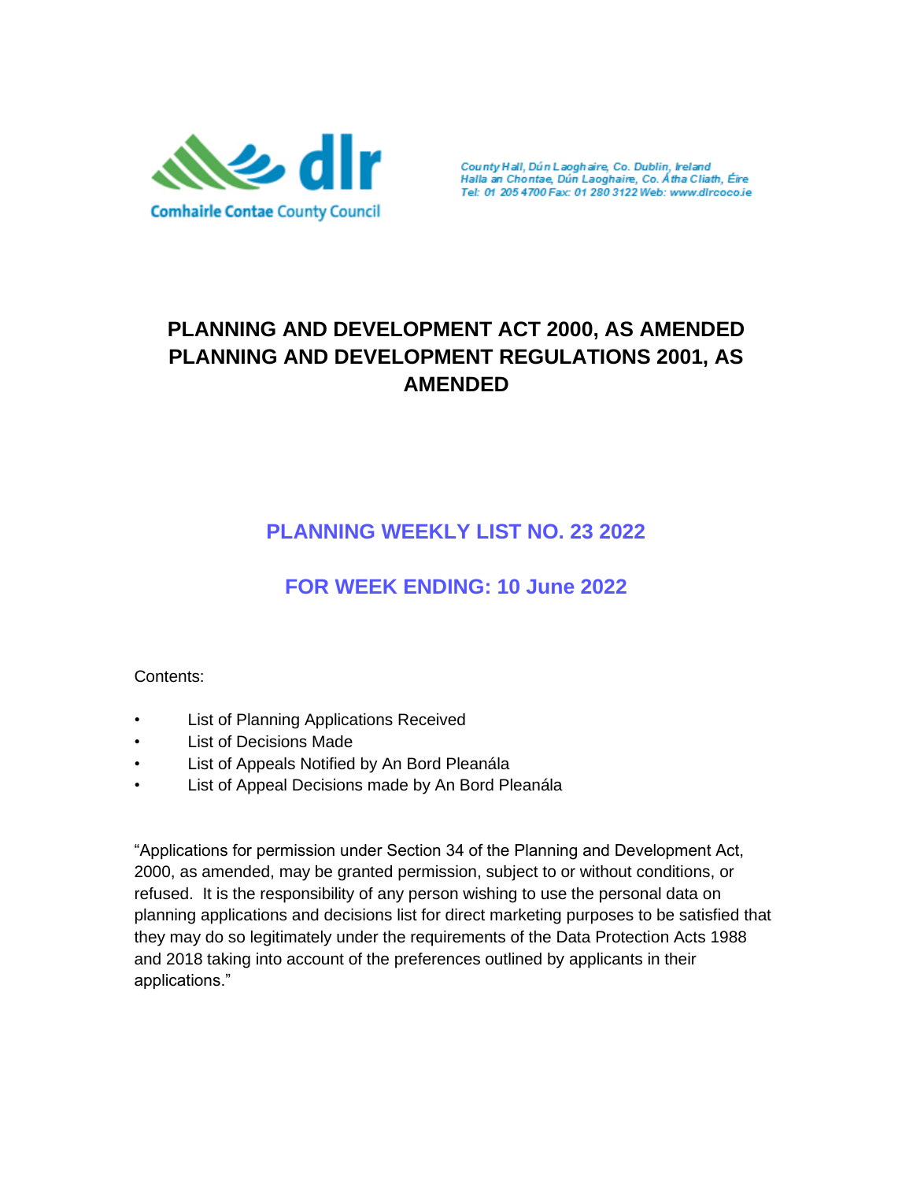dlr Comhairle Contae County Council

County Hall, Dún Laoghaire, Co. Dublin, Ireland
Halla an Chontae, Dún Laoghaire, Co. Átha Cliath, Éire
Tel: 01 205 4700 Fax: 01 280 3122 Web: www.dlrcoco.ie

# PLANNING AND DEVELOPMENT ACT 2000, AS AMENDED PLANNING AND DEVELOPMENT REGULATIONS 2001, AS AMENDED

## PLANNING WEEKLY LIST NO. 23 2022

## FOR WEEK ENDING: 10 June 2022

Contents:

- List of Planning Applications Received
- List of Decisions Made
- List of Appeals Notified by An Bord Pleanála
- List of Appeal Decisions made by An Bord Pleanála

"Applications for permission under Section 34 of the Planning and Development Act, 2000, as amended, may be granted permission, subject to or without conditions, or refused. It is the responsibility of any person wishing to use the personal data on planning applications and decisions list for direct marketing purposes to be satisfied that they may do so legitimately under the requirements of the Data Protection Acts 1988 and 2018 taking into account of the preferences outlined by applicants in their applications."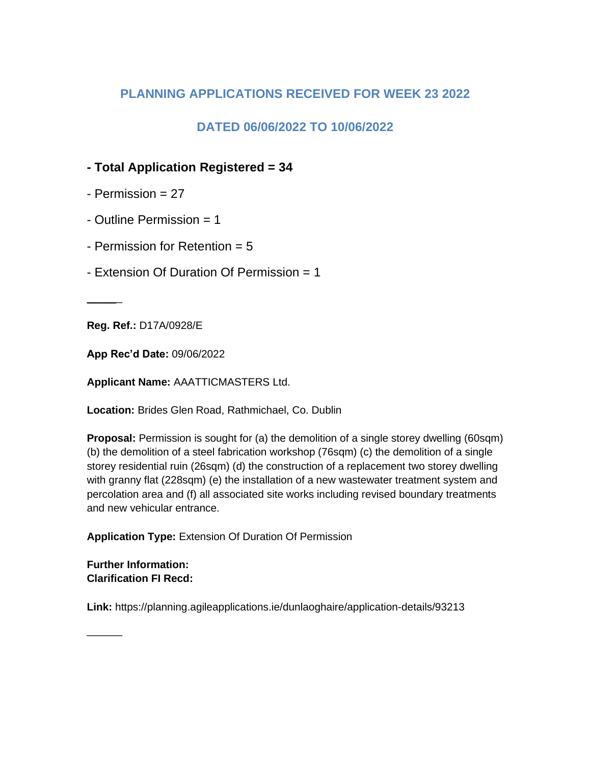## PLANNING APPLICATIONS RECEIVED FOR WEEK 23 2022

## DATED 06/06/2022 TO 10/06/2022

**- Total Application Registered = 34**

- Permission = 27
- Outline Permission = 1
- Permission for Retention = 5
- Extension Of Duration Of Permission = 1

---

**Reg. Ref.:** D17A/0928/E

**App Rec'd Date:** 09/06/2022

**Applicant Name:** AAATTICMASTERS Ltd.

**Location:** Brides Glen Road, Rathmichael, Co. Dublin

**Proposal:** Permission is sought for (a) the demolition of a single storey dwelling (60sqm) (b) the demolition of a steel fabrication workshop (76sqm) (c) the demolition of a single storey residential ruin (26sqm) (d) the construction of a replacement two storey dwelling with granny flat (228sqm) (e) the installation of a new wastewater treatment system and percolation area and (f) all associated site works including revised boundary treatments and new vehicular entrance.

**Application Type:** Extension Of Duration Of Permission

**Further Information:**
**Clarification FI Recd:**

**Link:** https://planning.agileapplications.ie/dunlaoghaire/application-details/93213

---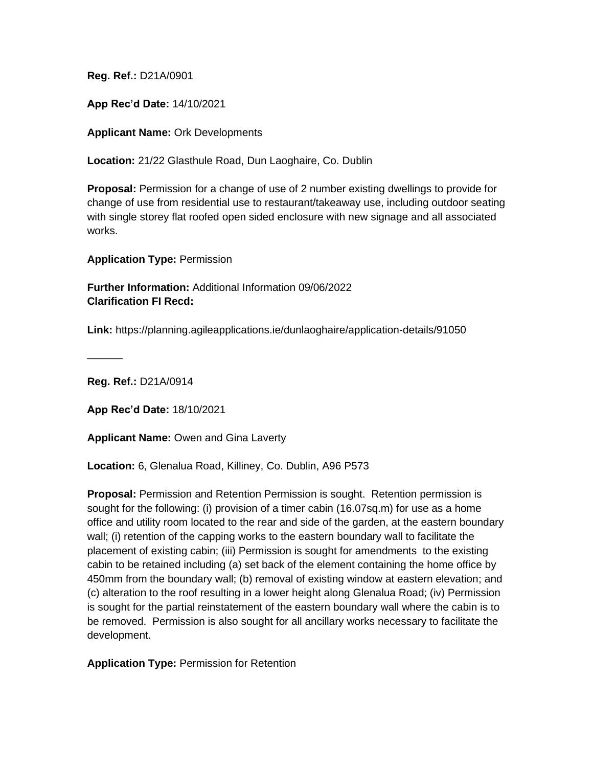**Reg. Ref.:** D21A/0901

**App Rec'd Date:** 14/10/2021

**Applicant Name:** Ork Developments

**Location:** 21/22 Glasthule Road, Dun Laoghaire, Co. Dublin

**Proposal:** Permission for a change of use of 2 number existing dwellings to provide for change of use from residential use to restaurant/takeaway use, including outdoor seating with single storey flat roofed open sided enclosure with new signage and all associated works.

**Application Type:** Permission

**Further Information:** Additional Information 09/06/2022
**Clarification FI Recd:**

**Link:** https://planning.agileapplications.ie/dunlaoghaire/application-details/91050

______

**Reg. Ref.:** D21A/0914

**App Rec'd Date:** 18/10/2021

**Applicant Name:** Owen and Gina Laverty

**Location:** 6, Glenalua Road, Killiney, Co. Dublin, A96 P573

**Proposal:** Permission and Retention Permission is sought. Retention permission is sought for the following: (i) provision of a timer cabin (16.07sq.m) for use as a home office and utility room located to the rear and side of the garden, at the eastern boundary wall; (i) retention of the capping works to the eastern boundary wall to facilitate the placement of existing cabin; (iii) Permission is sought for amendments to the existing cabin to be retained including (a) set back of the element containing the home office by 450mm from the boundary wall; (b) removal of existing window at eastern elevation; and (c) alteration to the roof resulting in a lower height along Glenalua Road; (iv) Permission is sought for the partial reinstatement of the eastern boundary wall where the cabin is to be removed. Permission is also sought for all ancillary works necessary to facilitate the development.

**Application Type:** Permission for Retention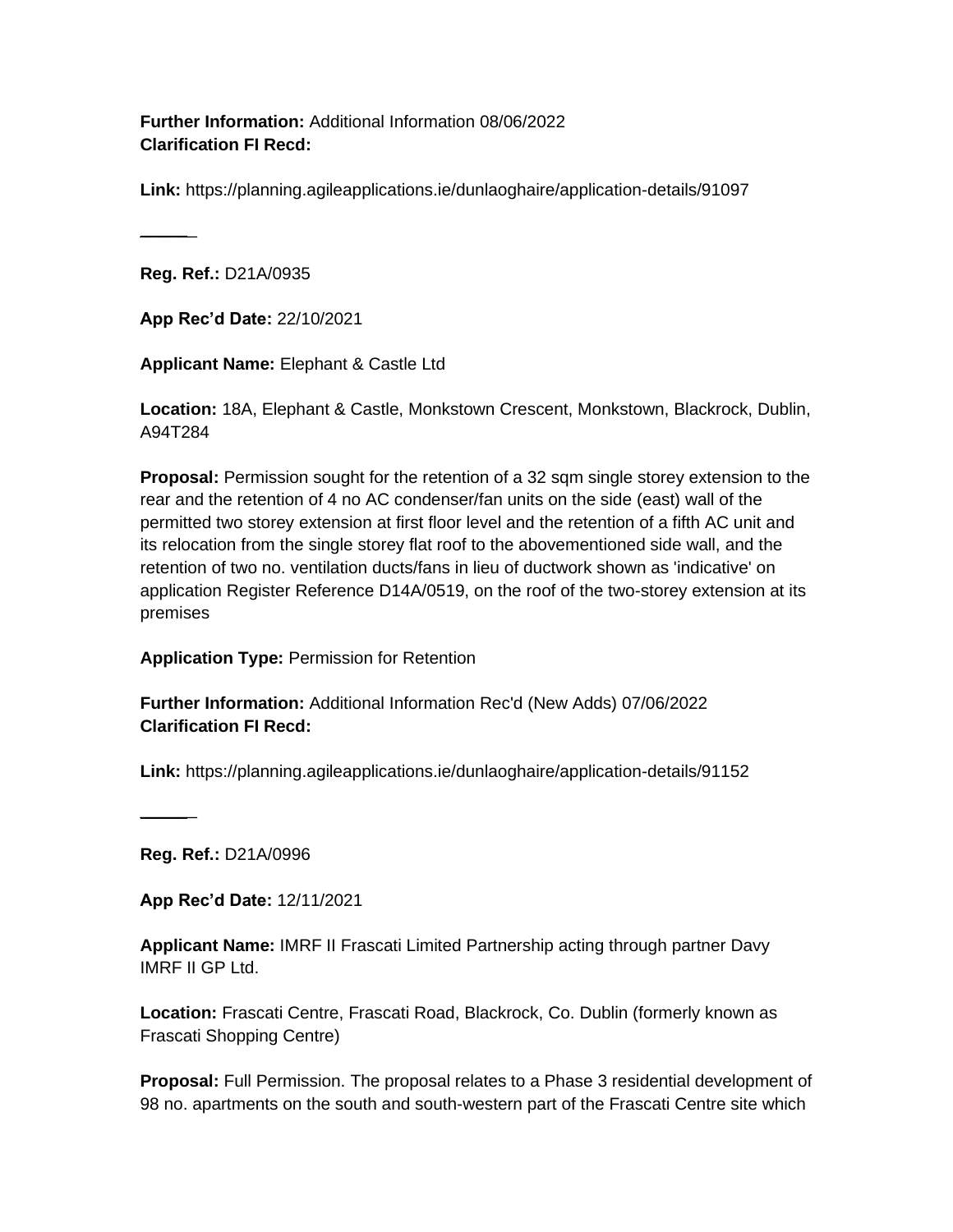**Further Information:** Additional Information 08/06/2022
**Clarification FI Recd:**

**Link:** https://planning.agileapplications.ie/dunlaoghaire/application-details/91097

______

**Reg. Ref.:** D21A/0935

**App Rec'd Date:** 22/10/2021

**Applicant Name:** Elephant & Castle Ltd

**Location:** 18A, Elephant & Castle, Monkstown Crescent, Monkstown, Blackrock, Dublin, A94T284

**Proposal:** Permission sought for the retention of a 32 sqm single storey extension to the rear and the retention of 4 no AC condenser/fan units on the side (east) wall of the permitted two storey extension at first floor level and the retention of a fifth AC unit and its relocation from the single storey flat roof to the abovementioned side wall, and the retention of two no. ventilation ducts/fans in lieu of ductwork shown as 'indicative' on application Register Reference D14A/0519, on the roof of the two-storey extension at its premises

**Application Type:** Permission for Retention

**Further Information:** Additional Information Rec'd (New Adds) 07/06/2022
**Clarification FI Recd:**

**Link:** https://planning.agileapplications.ie/dunlaoghaire/application-details/91152

______

**Reg. Ref.:** D21A/0996

**App Rec'd Date:** 12/11/2021

**Applicant Name:** IMRF II Frascati Limited Partnership acting through partner Davy IMRF II GP Ltd.

**Location:** Frascati Centre, Frascati Road, Blackrock, Co. Dublin (formerly known as Frascati Shopping Centre)

**Proposal:** Full Permission. The proposal relates to a Phase 3 residential development of 98 no. apartments on the south and south-western part of the Frascati Centre site which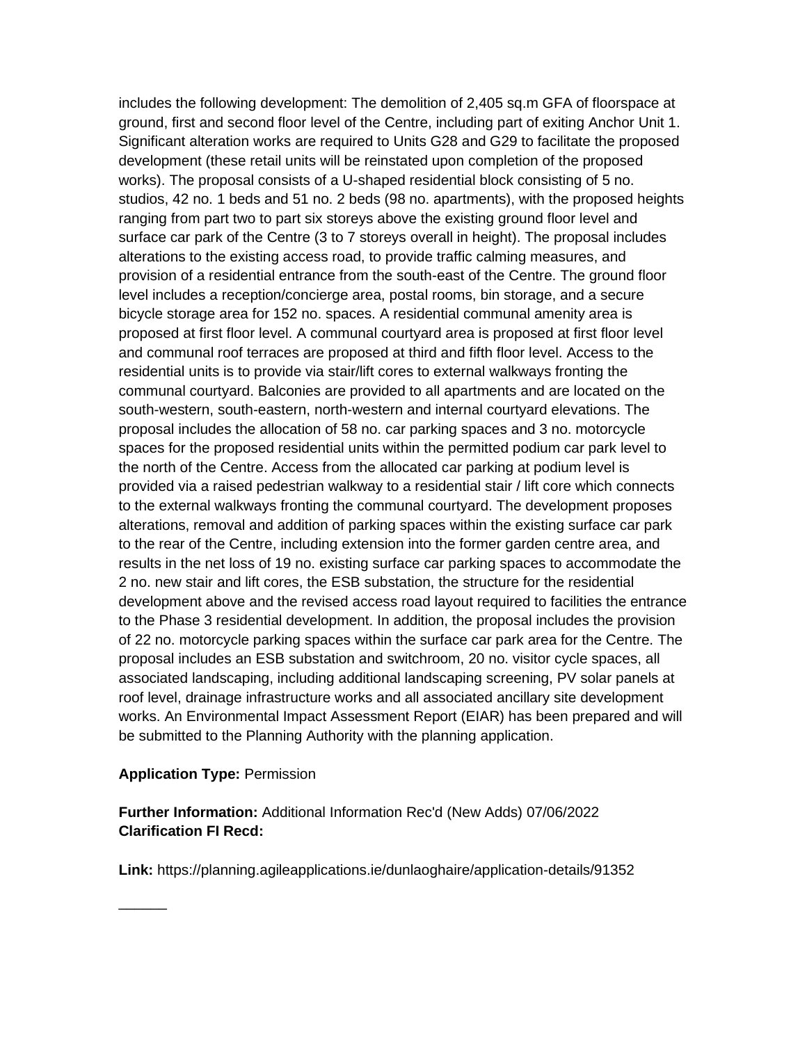includes the following development: The demolition of 2,405 sq.m GFA of floorspace at ground, first and second floor level of the Centre, including part of exiting Anchor Unit 1. Significant alteration works are required to Units G28 and G29 to facilitate the proposed development (these retail units will be reinstated upon completion of the proposed works). The proposal consists of a U-shaped residential block consisting of 5 no. studios, 42 no. 1 beds and 51 no. 2 beds (98 no. apartments), with the proposed heights ranging from part two to part six storeys above the existing ground floor level and surface car park of the Centre (3 to 7 storeys overall in height). The proposal includes alterations to the existing access road, to provide traffic calming measures, and provision of a residential entrance from the south-east of the Centre. The ground floor level includes a reception/concierge area, postal rooms, bin storage, and a secure bicycle storage area for 152 no. spaces. A residential communal amenity area is proposed at first floor level. A communal courtyard area is proposed at first floor level and communal roof terraces are proposed at third and fifth floor level. Access to the residential units is to provide via stair/lift cores to external walkways fronting the communal courtyard. Balconies are provided to all apartments and are located on the south-western, south-eastern, north-western and internal courtyard elevations. The proposal includes the allocation of 58 no. car parking spaces and 3 no. motorcycle spaces for the proposed residential units within the permitted podium car park level to the north of the Centre. Access from the allocated car parking at podium level is provided via a raised pedestrian walkway to a residential stair / lift core which connects to the external walkways fronting the communal courtyard. The development proposes alterations, removal and addition of parking spaces within the existing surface car park to the rear of the Centre, including extension into the former garden centre area, and results in the net loss of 19 no. existing surface car parking spaces to accommodate the 2 no. new stair and lift cores, the ESB substation, the structure for the residential development above and the revised access road layout required to facilities the entrance to the Phase 3 residential development. In addition, the proposal includes the provision of 22 no. motorcycle parking spaces within the surface car park area for the Centre. The proposal includes an ESB substation and switchroom, 20 no. visitor cycle spaces, all associated landscaping, including additional landscaping screening, PV solar panels at roof level, drainage infrastructure works and all associated ancillary site development works. An Environmental Impact Assessment Report (EIAR) has been prepared and will be submitted to the Planning Authority with the planning application.

**Application Type:** Permission

**Further Information:** Additional Information Rec'd (New Adds) 07/06/2022
**Clarification FI Recd:**

**Link:** https://planning.agileapplications.ie/dunlaoghaire/application-details/91352

______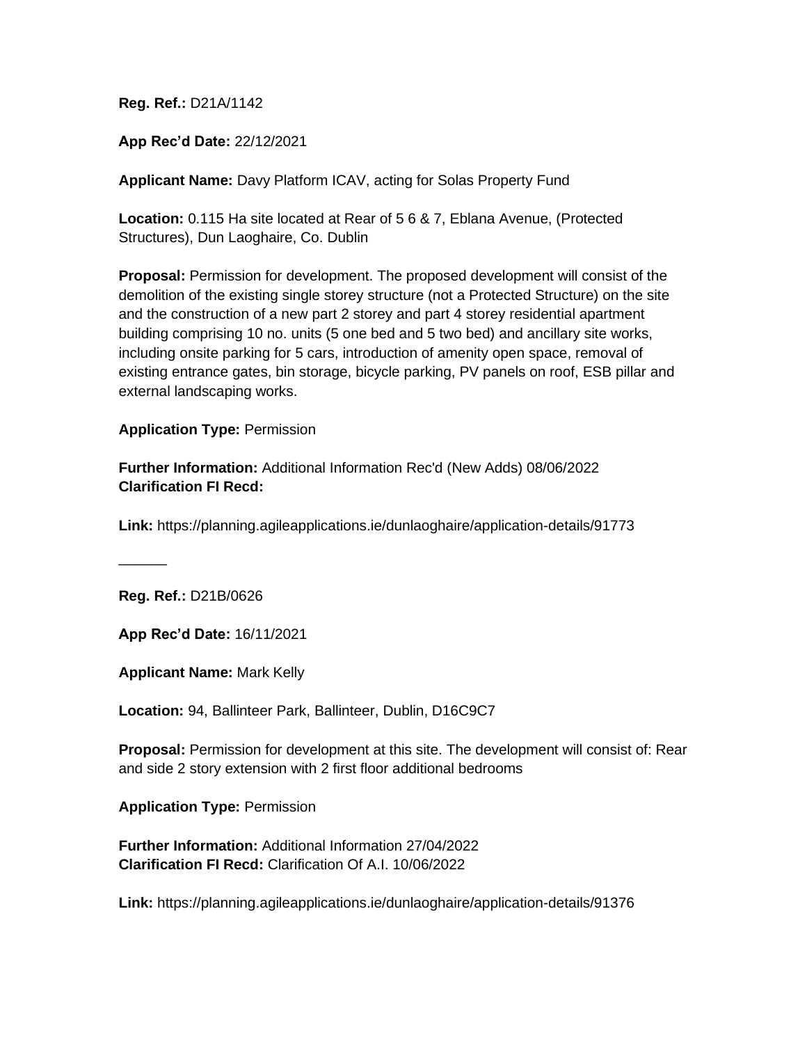**Reg. Ref.:** D21A/1142

**App Rec'd Date:** 22/12/2021

**Applicant Name:** Davy Platform ICAV, acting for Solas Property Fund

**Location:** 0.115 Ha site located at Rear of 5 6 & 7, Eblana Avenue, (Protected Structures), Dun Laoghaire, Co. Dublin

**Proposal:** Permission for development. The proposed development will consist of the demolition of the existing single storey structure (not a Protected Structure) on the site and the construction of a new part 2 storey and part 4 storey residential apartment building comprising 10 no. units (5 one bed and 5 two bed) and ancillary site works, including onsite parking for 5 cars, introduction of amenity open space, removal of existing entrance gates, bin storage, bicycle parking, PV panels on roof, ESB pillar and external landscaping works.

**Application Type:** Permission

**Further Information:** Additional Information Rec'd (New Adds) 08/06/2022
**Clarification FI Recd:**

**Link:** https://planning.agileapplications.ie/dunlaoghaire/application-details/91773

______

**Reg. Ref.:** D21B/0626

**App Rec'd Date:** 16/11/2021

**Applicant Name:** Mark Kelly

**Location:** 94, Ballinteer Park, Ballinteer, Dublin, D16C9C7

**Proposal:** Permission for development at this site. The development will consist of: Rear and side 2 story extension with 2 first floor additional bedrooms

**Application Type:** Permission

**Further Information:** Additional Information 27/04/2022
**Clarification FI Recd:** Clarification Of A.I. 10/06/2022

**Link:** https://planning.agileapplications.ie/dunlaoghaire/application-details/91376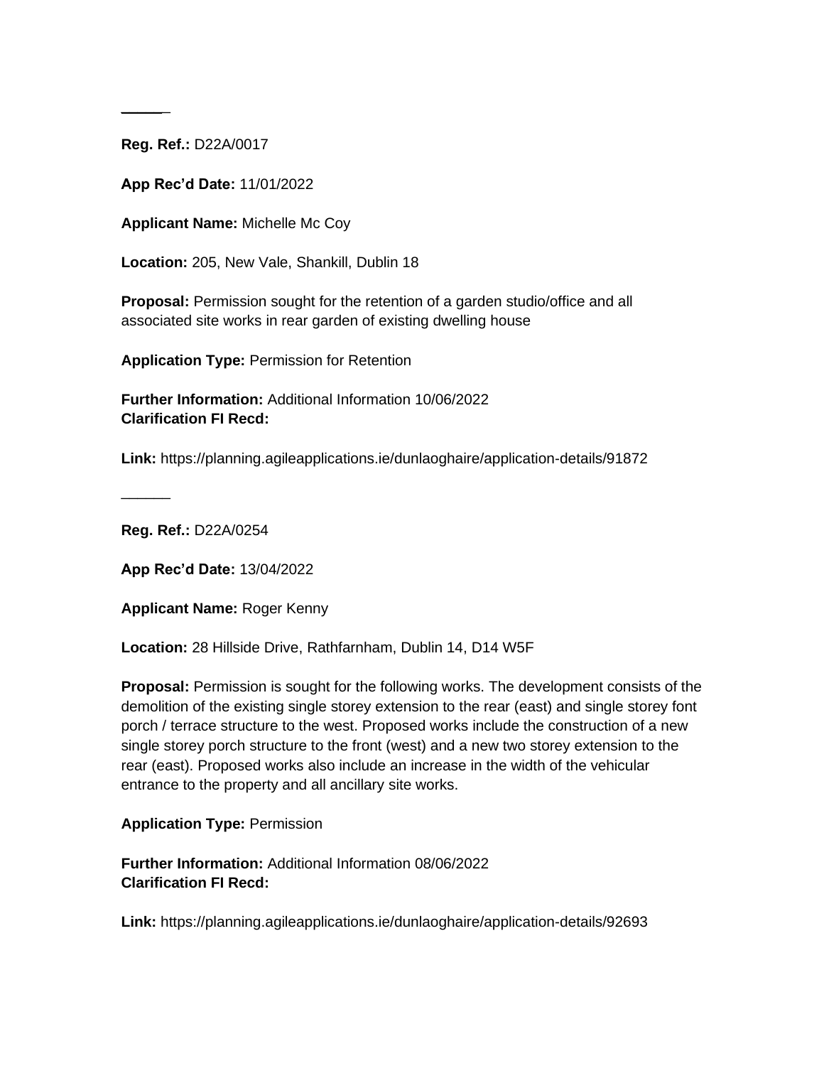______

**Reg. Ref.:** D22A/0017

**App Rec'd Date:** 11/01/2022

**Applicant Name:** Michelle Mc Coy

**Location:** 205, New Vale, Shankill, Dublin 18

**Proposal:** Permission sought for the retention of a garden studio/office and all associated site works in rear garden of existing dwelling house

**Application Type:** Permission for Retention

**Further Information:** Additional Information 10/06/2022
**Clarification FI Recd:**

**Link:** https://planning.agileapplications.ie/dunlaoghaire/application-details/91872

______

**Reg. Ref.:** D22A/0254

**App Rec'd Date:** 13/04/2022

**Applicant Name:** Roger Kenny

**Location:** 28 Hillside Drive, Rathfarnham, Dublin 14, D14 W5F

**Proposal:** Permission is sought for the following works. The development consists of the demolition of the existing single storey extension to the rear (east) and single storey font porch / terrace structure to the west. Proposed works include the construction of a new single storey porch structure to the front (west) and a new two storey extension to the rear (east). Proposed works also include an increase in the width of the vehicular entrance to the property and all ancillary site works.

**Application Type:** Permission

**Further Information:** Additional Information 08/06/2022
**Clarification FI Recd:**

**Link:** https://planning.agileapplications.ie/dunlaoghaire/application-details/92693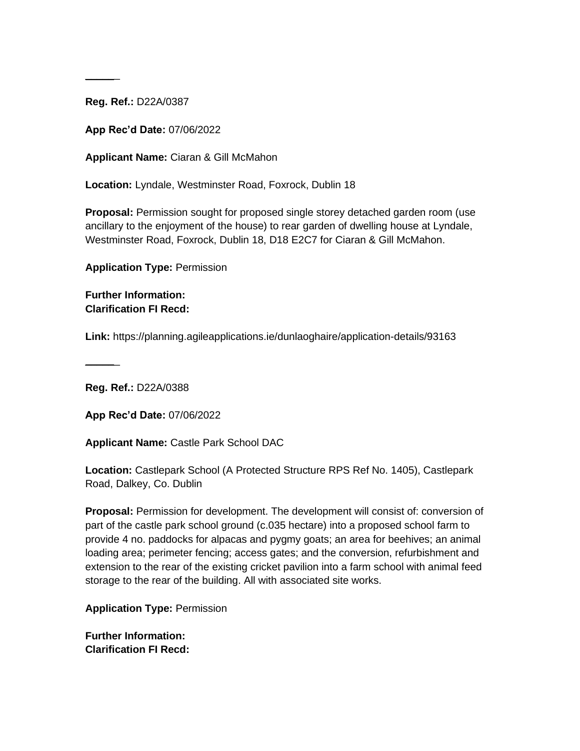______

**Reg. Ref.:** D22A/0387

**App Rec'd Date:** 07/06/2022

**Applicant Name:** Ciaran & Gill McMahon

**Location:** Lyndale, Westminster Road, Foxrock, Dublin 18

**Proposal:** Permission sought for proposed single storey detached garden room (use ancillary to the enjoyment of the house) to rear garden of dwelling house at Lyndale, Westminster Road, Foxrock, Dublin 18, D18 E2C7 for Ciaran & Gill McMahon.

**Application Type:** Permission

**Further Information:**
**Clarification FI Recd:**

**Link:** https://planning.agileapplications.ie/dunlaoghaire/application-details/93163

______

**Reg. Ref.:** D22A/0388

**App Rec'd Date:** 07/06/2022

**Applicant Name:** Castle Park School DAC

**Location:** Castlepark School (A Protected Structure RPS Ref No. 1405), Castlepark Road, Dalkey, Co. Dublin

**Proposal:** Permission for development. The development will consist of: conversion of part of the castle park school ground (c.035 hectare) into a proposed school farm to provide 4 no. paddocks for alpacas and pygmy goats; an area for beehives; an animal loading area; perimeter fencing; access gates; and the conversion, refurbishment and extension to the rear of the existing cricket pavilion into a farm school with animal feed storage to the rear of the building. All with associated site works.

**Application Type:** Permission

**Further Information:**
**Clarification FI Recd:**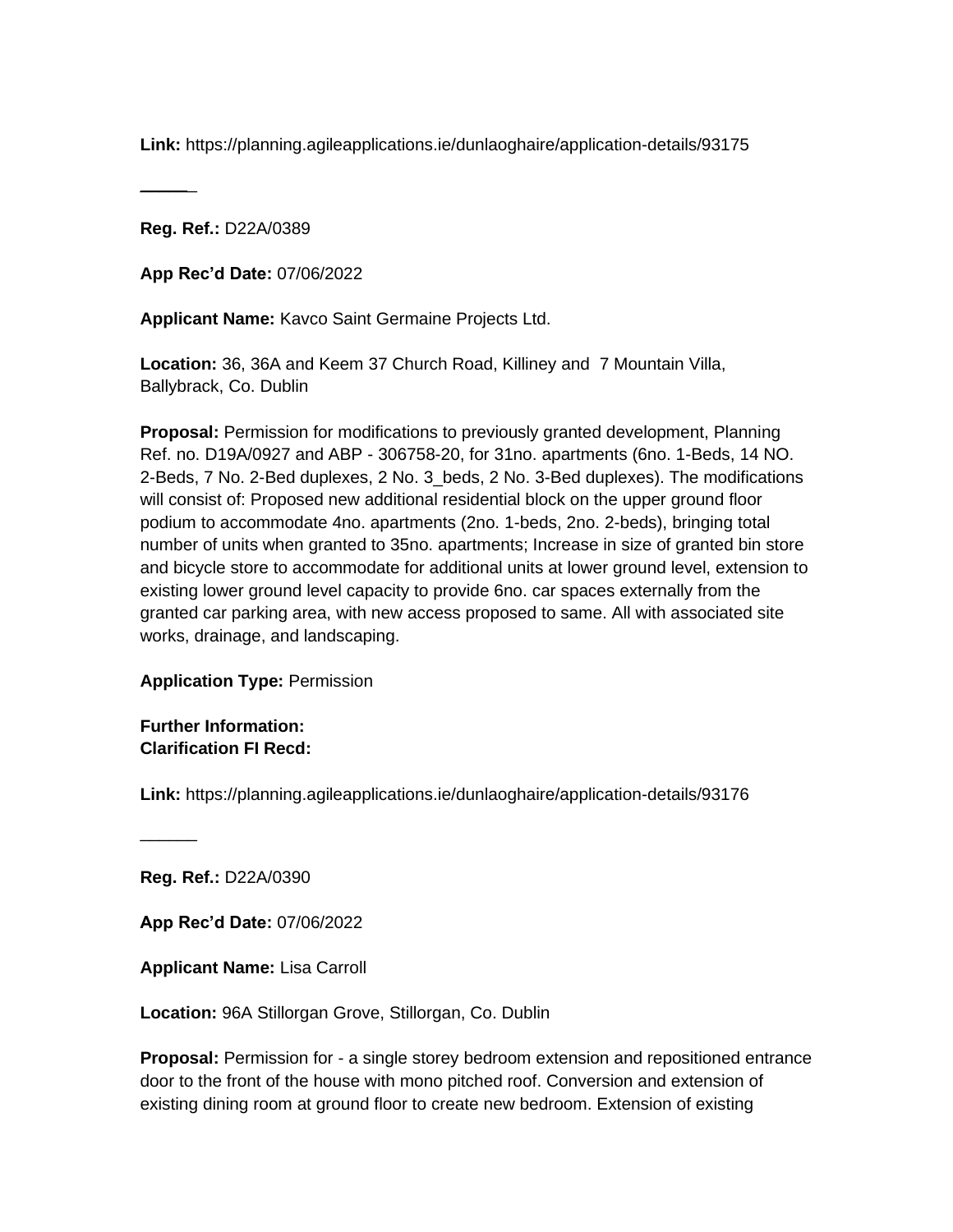**Link:** https://planning.agileapplications.ie/dunlaoghaire/application-details/93175

______

**Reg. Ref.:** D22A/0389

**App Rec'd Date:** 07/06/2022

**Applicant Name:** Kavco Saint Germaine Projects Ltd.

**Location:** 36, 36A and Keem 37 Church Road, Killiney and 7 Mountain Villa, Ballybrack, Co. Dublin

**Proposal:** Permission for modifications to previously granted development, Planning Ref. no. D19A/0927 and ABP - 306758-20, for 31no. apartments (6no. 1-Beds, 14 NO. 2-Beds, 7 No. 2-Bed duplexes, 2 No. 3_beds, 2 No. 3-Bed duplexes). The modifications will consist of: Proposed new additional residential block on the upper ground floor podium to accommodate 4no. apartments (2no. 1-beds, 2no. 2-beds), bringing total number of units when granted to 35no. apartments; Increase in size of granted bin store and bicycle store to accommodate for additional units at lower ground level, extension to existing lower ground level capacity to provide 6no. car spaces externally from the granted car parking area, with new access proposed to same. All with associated site works, drainage, and landscaping.

**Application Type:** Permission

**Further Information:**
**Clarification FI Recd:**

**Link:** https://planning.agileapplications.ie/dunlaoghaire/application-details/93176

______

**Reg. Ref.:** D22A/0390

**App Rec'd Date:** 07/06/2022

**Applicant Name:** Lisa Carroll

**Location:** 96A Stillorgan Grove, Stillorgan, Co. Dublin

**Proposal:** Permission for - a single storey bedroom extension and repositioned entrance door to the front of the house with mono pitched roof. Conversion and extension of existing dining room at ground floor to create new bedroom. Extension of existing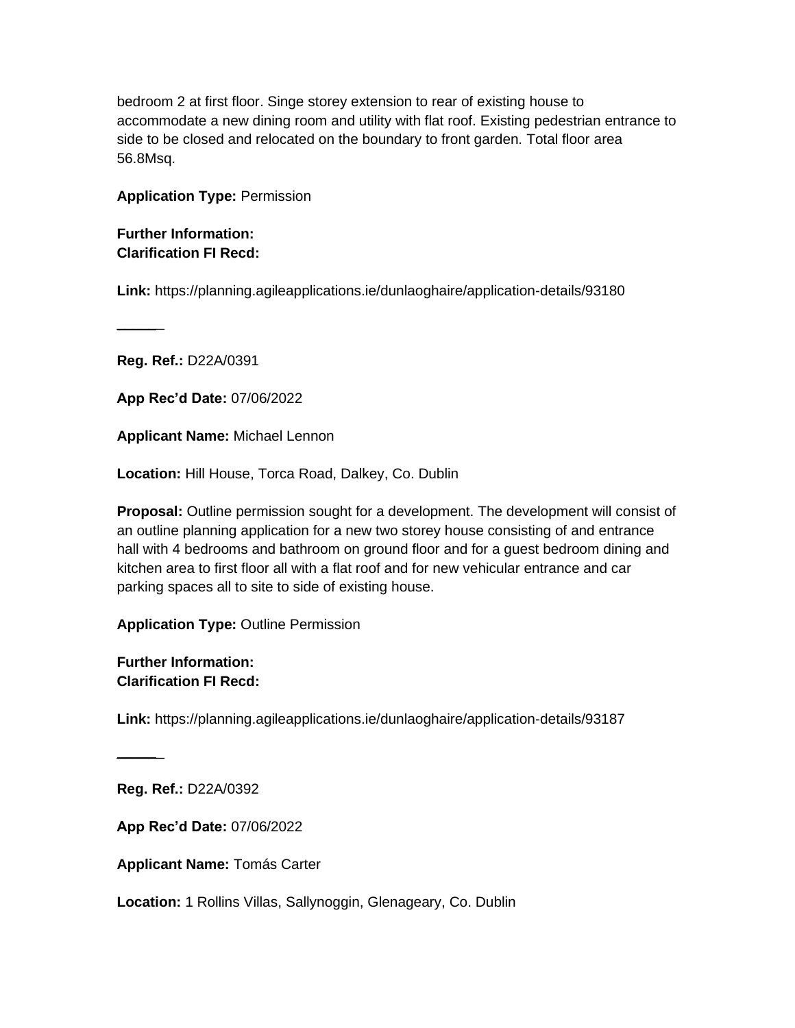bedroom 2 at first floor. Singe storey extension to rear of existing house to accommodate a new dining room and utility with flat roof. Existing pedestrian entrance to side to be closed and relocated on the boundary to front garden. Total floor area 56.8Msq.

**Application Type:** Permission

**Further Information:**
**Clarification FI Recd:**

**Link:** https://planning.agileapplications.ie/dunlaoghaire/application-details/93180

_____

**Reg. Ref.:** D22A/0391

**App Rec'd Date:** 07/06/2022

**Applicant Name:** Michael Lennon

**Location:** Hill House, Torca Road, Dalkey, Co. Dublin

**Proposal:** Outline permission sought for a development. The development will consist of an outline planning application for a new two storey house consisting of and entrance hall with 4 bedrooms and bathroom on ground floor and for a guest bedroom dining and kitchen area to first floor all with a flat roof and for new vehicular entrance and car parking spaces all to site to side of existing house.

**Application Type:** Outline Permission

**Further Information:**
**Clarification FI Recd:**

**Link:** https://planning.agileapplications.ie/dunlaoghaire/application-details/93187

_____

**Reg. Ref.:** D22A/0392

**App Rec'd Date:** 07/06/2022

**Applicant Name:** Tomás Carter

**Location:** 1 Rollins Villas, Sallynoggin, Glenageary, Co. Dublin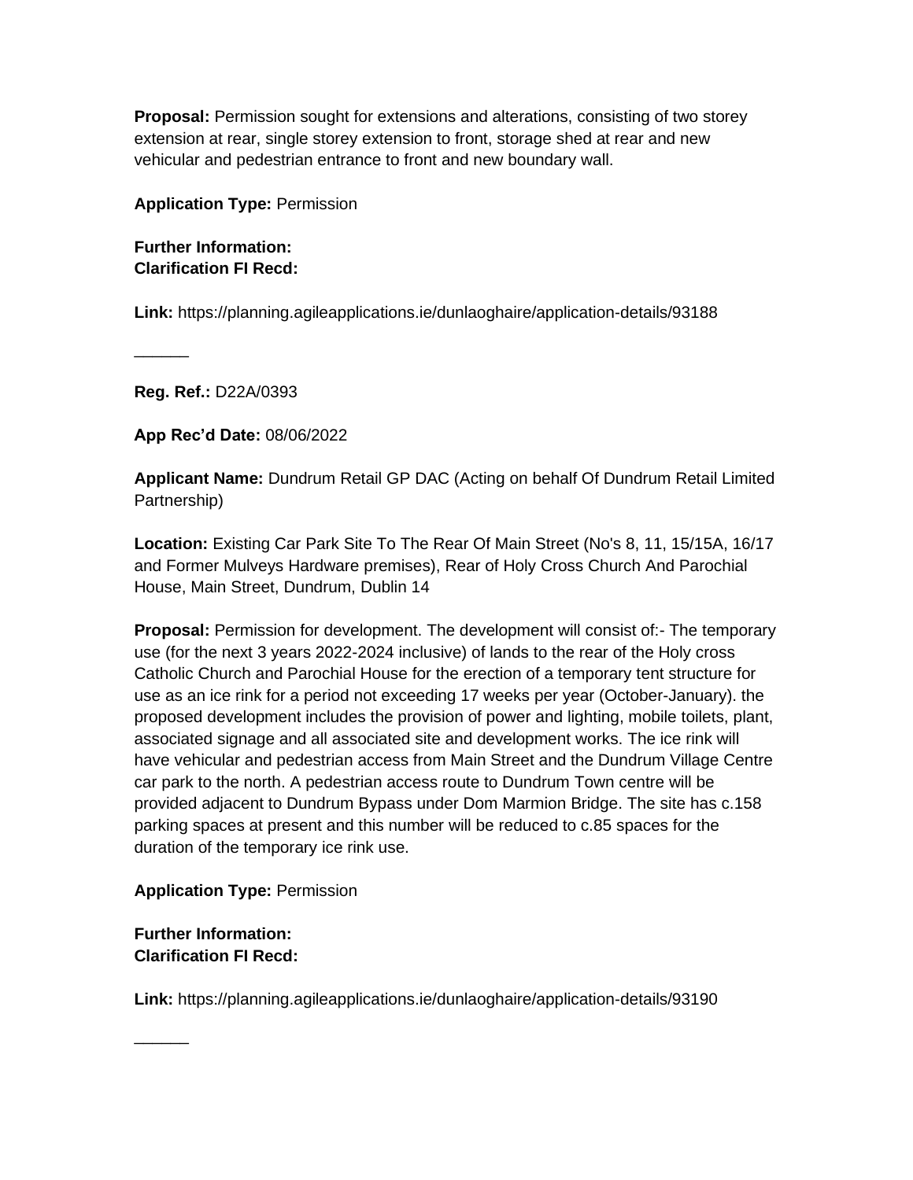**Proposal:** Permission sought for extensions and alterations, consisting of two storey extension at rear, single storey extension to front, storage shed at rear and new vehicular and pedestrian entrance to front and new boundary wall.

**Application Type:** Permission

**Further Information:**
**Clarification FI Recd:**

**Link:** https://planning.agileapplications.ie/dunlaoghaire/application-details/93188

______

**Reg. Ref.:** D22A/0393

**App Rec'd Date:** 08/06/2022

**Applicant Name:** Dundrum Retail GP DAC (Acting on behalf Of Dundrum Retail Limited Partnership)

**Location:** Existing Car Park Site To The Rear Of Main Street (No's 8, 11, 15/15A, 16/17 and Former Mulveys Hardware premises), Rear of Holy Cross Church And Parochial House, Main Street, Dundrum, Dublin 14

**Proposal:** Permission for development. The development will consist of:- The temporary use (for the next 3 years 2022-2024 inclusive) of lands to the rear of the Holy cross Catholic Church and Parochial House for the erection of a temporary tent structure for use as an ice rink for a period not exceeding 17 weeks per year (October-January). the proposed development includes the provision of power and lighting, mobile toilets, plant, associated signage and all associated site and development works. The ice rink will have vehicular and pedestrian access from Main Street and the Dundrum Village Centre car park to the north. A pedestrian access route to Dundrum Town centre will be provided adjacent to Dundrum Bypass under Dom Marmion Bridge. The site has c.158 parking spaces at present and this number will be reduced to c.85 spaces for the duration of the temporary ice rink use.

**Application Type:** Permission

**Further Information:**
**Clarification FI Recd:**

**Link:** https://planning.agileapplications.ie/dunlaoghaire/application-details/93190

______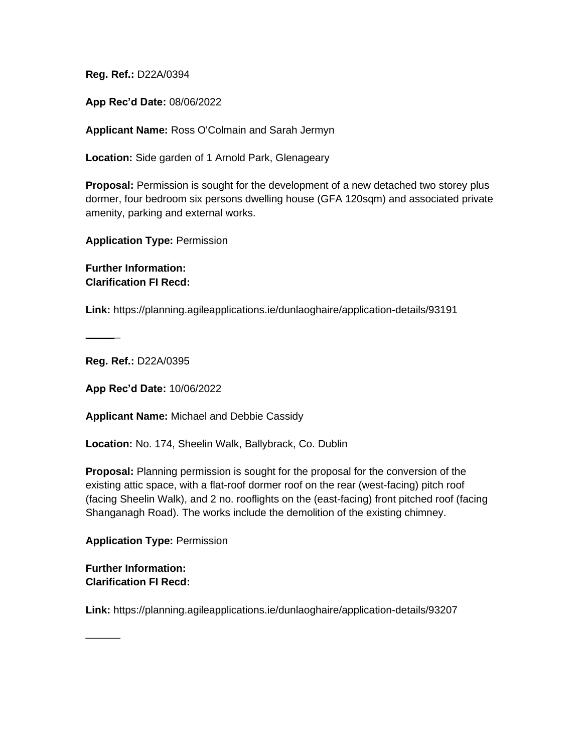**Reg. Ref.:** D22A/0394

**App Rec'd Date:** 08/06/2022

**Applicant Name:** Ross O'Colmain and Sarah Jermyn

**Location:** Side garden of 1 Arnold Park, Glenageary

**Proposal:** Permission is sought for the development of a new detached two storey plus dormer, four bedroom six persons dwelling house (GFA 120sqm) and associated private amenity, parking and external works.

**Application Type:** Permission

**Further Information:**
**Clarification FI Recd:**

**Link:** https://planning.agileapplications.ie/dunlaoghaire/application-details/93191

______

**Reg. Ref.:** D22A/0395

**App Rec'd Date:** 10/06/2022

**Applicant Name:** Michael and Debbie Cassidy

**Location:** No. 174, Sheelin Walk, Ballybrack, Co. Dublin

**Proposal:** Planning permission is sought for the proposal for the conversion of the existing attic space, with a flat-roof dormer roof on the rear (west-facing) pitch roof (facing Sheelin Walk), and 2 no. rooflights on the (east-facing) front pitched roof (facing Shanganagh Road). The works include the demolition of the existing chimney.

**Application Type:** Permission

**Further Information:**
**Clarification FI Recd:**

**Link:** https://planning.agileapplications.ie/dunlaoghaire/application-details/93207

______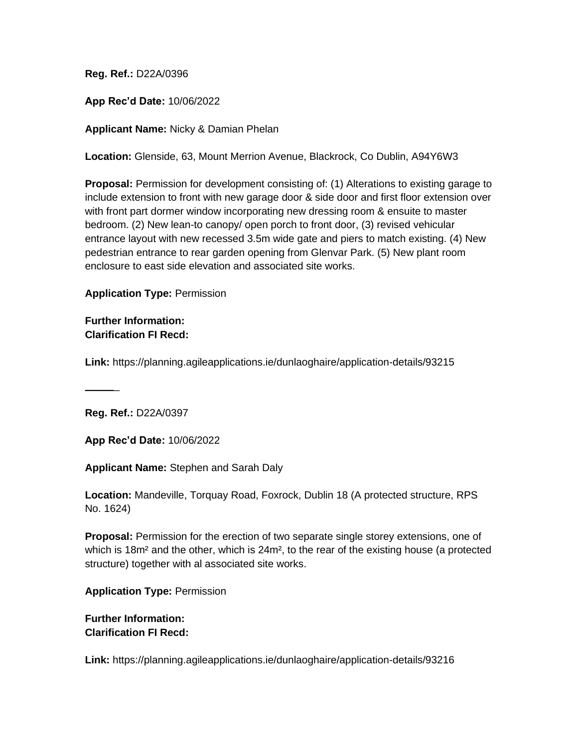**Reg. Ref.:** D22A/0396

**App Rec'd Date:** 10/06/2022

**Applicant Name:** Nicky & Damian Phelan

**Location:** Glenside, 63, Mount Merrion Avenue, Blackrock, Co Dublin, A94Y6W3

**Proposal:** Permission for development consisting of: (1) Alterations to existing garage to include extension to front with new garage door & side door and first floor extension over with front part dormer window incorporating new dressing room & ensuite to master bedroom. (2) New lean-to canopy/ open porch to front door, (3) revised vehicular entrance layout with new recessed 3.5m wide gate and piers to match existing. (4) New pedestrian entrance to rear garden opening from Glenvar Park. (5) New plant room enclosure to east side elevation and associated site works.

**Application Type:** Permission

**Further Information:**
**Clarification FI Recd:**

**Link:** https://planning.agileapplications.ie/dunlaoghaire/application-details/93215

---

**Reg. Ref.:** D22A/0397

**App Rec'd Date:** 10/06/2022

**Applicant Name:** Stephen and Sarah Daly

**Location:** Mandeville, Torquay Road, Foxrock, Dublin 18 (A protected structure, RPS No. 1624)

**Proposal:** Permission for the erection of two separate single storey extensions, one of which is $18m^2$ and the other, which is $24m^2$, to the rear of the existing house (a protected structure) together with al associated site works.

**Application Type:** Permission

**Further Information:**
**Clarification FI Recd:**

**Link:** https://planning.agileapplications.ie/dunlaoghaire/application-details/93216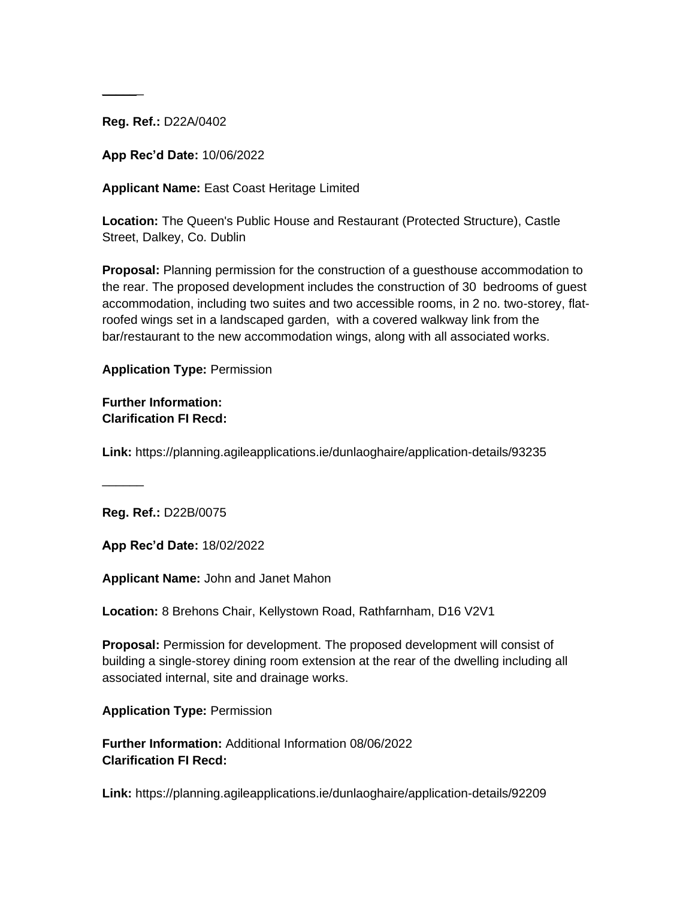______

**Reg. Ref.:** D22A/0402

**App Rec'd Date:** 10/06/2022

**Applicant Name:** East Coast Heritage Limited

**Location:** The Queen's Public House and Restaurant (Protected Structure), Castle Street, Dalkey, Co. Dublin

**Proposal:** Planning permission for the construction of a guesthouse accommodation to the rear. The proposed development includes the construction of 30 bedrooms of guest accommodation, including two suites and two accessible rooms, in 2 no. two-storey, flat-roofed wings set in a landscaped garden, with a covered walkway link from the bar/restaurant to the new accommodation wings, along with all associated works.

**Application Type:** Permission

**Further Information:**
**Clarification FI Recd:**

**Link:** https://planning.agileapplications.ie/dunlaoghaire/application-details/93235

______

**Reg. Ref.:** D22B/0075

**App Rec'd Date:** 18/02/2022

**Applicant Name:** John and Janet Mahon

**Location:** 8 Brehons Chair, Kellystown Road, Rathfarnham, D16 V2V1

**Proposal:** Permission for development. The proposed development will consist of building a single-storey dining room extension at the rear of the dwelling including all associated internal, site and drainage works.

**Application Type:** Permission

**Further Information:** Additional Information 08/06/2022
**Clarification FI Recd:**

**Link:** https://planning.agileapplications.ie/dunlaoghaire/application-details/92209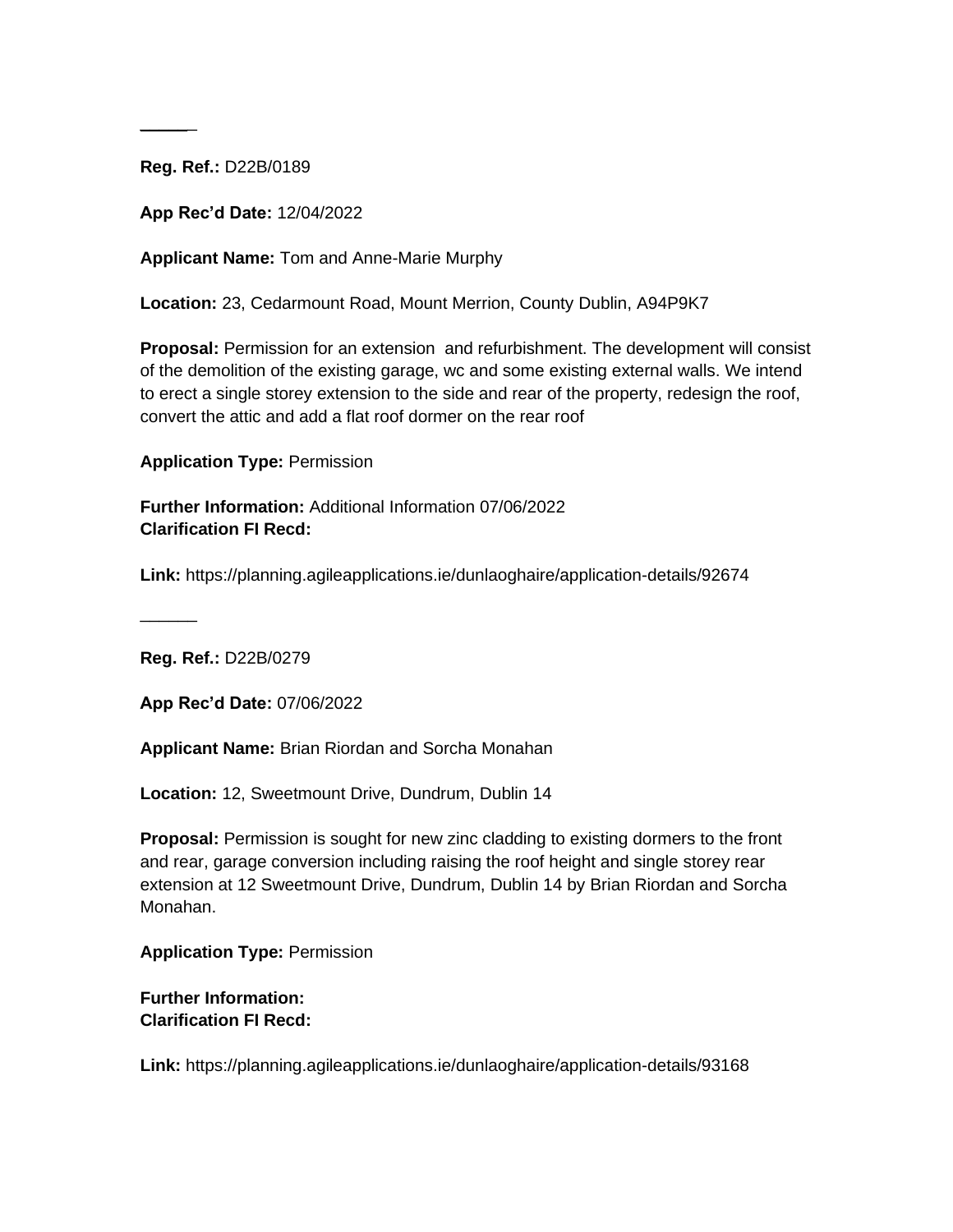______

**Reg. Ref.:** D22B/0189

**App Rec'd Date:** 12/04/2022

**Applicant Name:** Tom and Anne-Marie Murphy

**Location:** 23, Cedarmount Road, Mount Merrion, County Dublin, A94P9K7

**Proposal:** Permission for an extension and refurbishment. The development will consist of the demolition of the existing garage, wc and some existing external walls. We intend to erect a single storey extension to the side and rear of the property, redesign the roof, convert the attic and add a flat roof dormer on the rear roof

**Application Type:** Permission

**Further Information:** Additional Information 07/06/2022
**Clarification FI Recd:**

**Link:** https://planning.agileapplications.ie/dunlaoghaire/application-details/92674

______

**Reg. Ref.:** D22B/0279

**App Rec'd Date:** 07/06/2022

**Applicant Name:** Brian Riordan and Sorcha Monahan

**Location:** 12, Sweetmount Drive, Dundrum, Dublin 14

**Proposal:** Permission is sought for new zinc cladding to existing dormers to the front and rear, garage conversion including raising the roof height and single storey rear extension at 12 Sweetmount Drive, Dundrum, Dublin 14 by Brian Riordan and Sorcha Monahan.

**Application Type:** Permission

**Further Information:**
**Clarification FI Recd:**

**Link:** https://planning.agileapplications.ie/dunlaoghaire/application-details/93168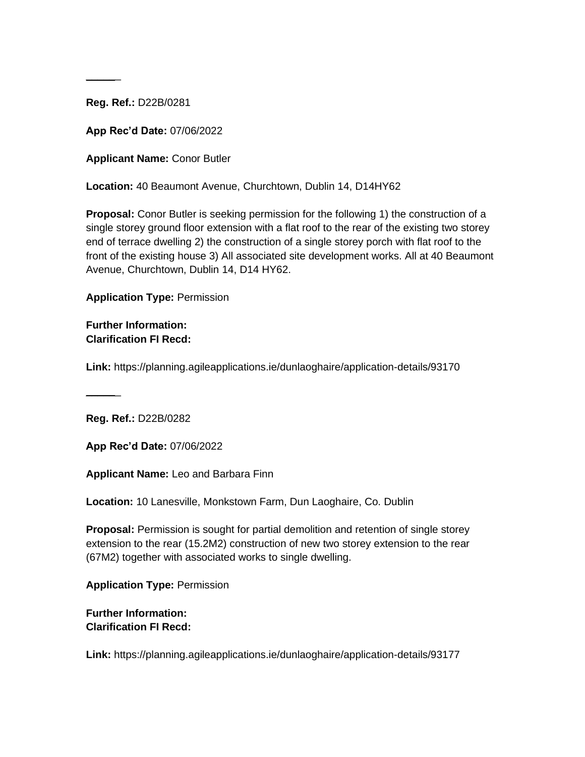______

**Reg. Ref.:** D22B/0281

**App Rec'd Date:** 07/06/2022

**Applicant Name:** Conor Butler

**Location:** 40 Beaumont Avenue, Churchtown, Dublin 14, D14HY62

**Proposal:** Conor Butler is seeking permission for the following 1) the construction of a single storey ground floor extension with a flat roof to the rear of the existing two storey end of terrace dwelling 2) the construction of a single storey porch with flat roof to the front of the existing house 3) All associated site development works. All at 40 Beaumont Avenue, Churchtown, Dublin 14, D14 HY62.

**Application Type:** Permission

**Further Information:**
**Clarification FI Recd:**

**Link:** https://planning.agileapplications.ie/dunlaoghaire/application-details/93170

______

**Reg. Ref.:** D22B/0282

**App Rec'd Date:** 07/06/2022

**Applicant Name:** Leo and Barbara Finn

**Location:** 10 Lanesville, Monkstown Farm, Dun Laoghaire, Co. Dublin

**Proposal:** Permission is sought for partial demolition and retention of single storey extension to the rear (15.2M2) construction of new two storey extension to the rear (67M2) together with associated works to single dwelling.

**Application Type:** Permission

**Further Information:**
**Clarification FI Recd:**

**Link:** https://planning.agileapplications.ie/dunlaoghaire/application-details/93177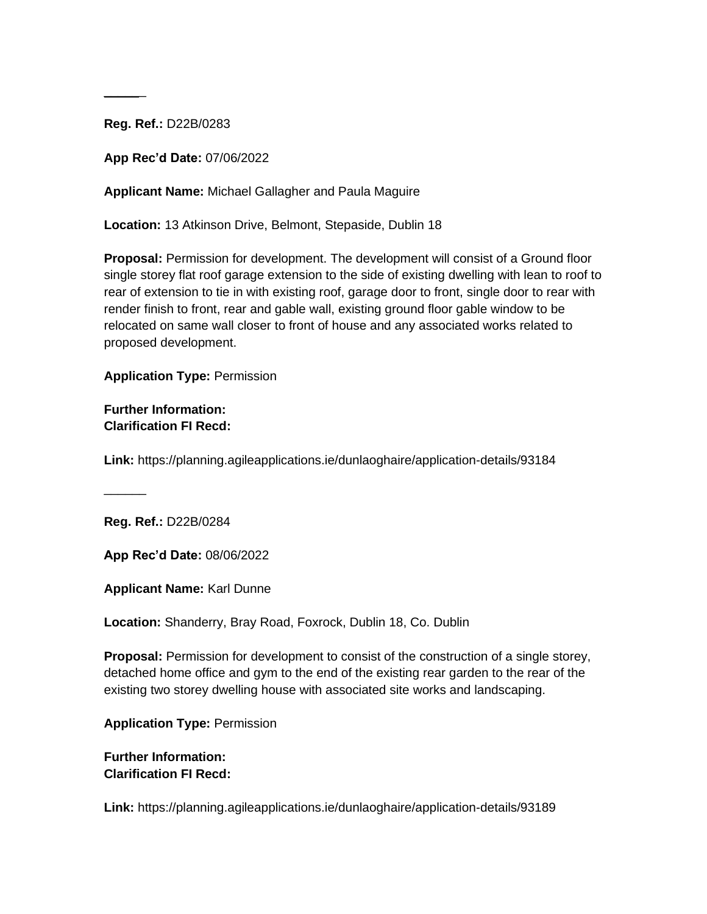______

**Reg. Ref.:** D22B/0283

**App Rec'd Date:** 07/06/2022

**Applicant Name:** Michael Gallagher and Paula Maguire

**Location:** 13 Atkinson Drive, Belmont, Stepaside, Dublin 18

**Proposal:** Permission for development. The development will consist of a Ground floor single storey flat roof garage extension to the side of existing dwelling with lean to roof to rear of extension to tie in with existing roof, garage door to front, single door to rear with render finish to front, rear and gable wall, existing ground floor gable window to be relocated on same wall closer to front of house and any associated works related to proposed development.

**Application Type:** Permission

**Further Information:**
**Clarification FI Recd:**

**Link:** https://planning.agileapplications.ie/dunlaoghaire/application-details/93184

______

**Reg. Ref.:** D22B/0284

**App Rec'd Date:** 08/06/2022

**Applicant Name:** Karl Dunne

**Location:** Shanderry, Bray Road, Foxrock, Dublin 18, Co. Dublin

**Proposal:** Permission for development to consist of the construction of a single storey, detached home office and gym to the end of the existing rear garden to the rear of the existing two storey dwelling house with associated site works and landscaping.

**Application Type:** Permission

**Further Information:**
**Clarification FI Recd:**

**Link:** https://planning.agileapplications.ie/dunlaoghaire/application-details/93189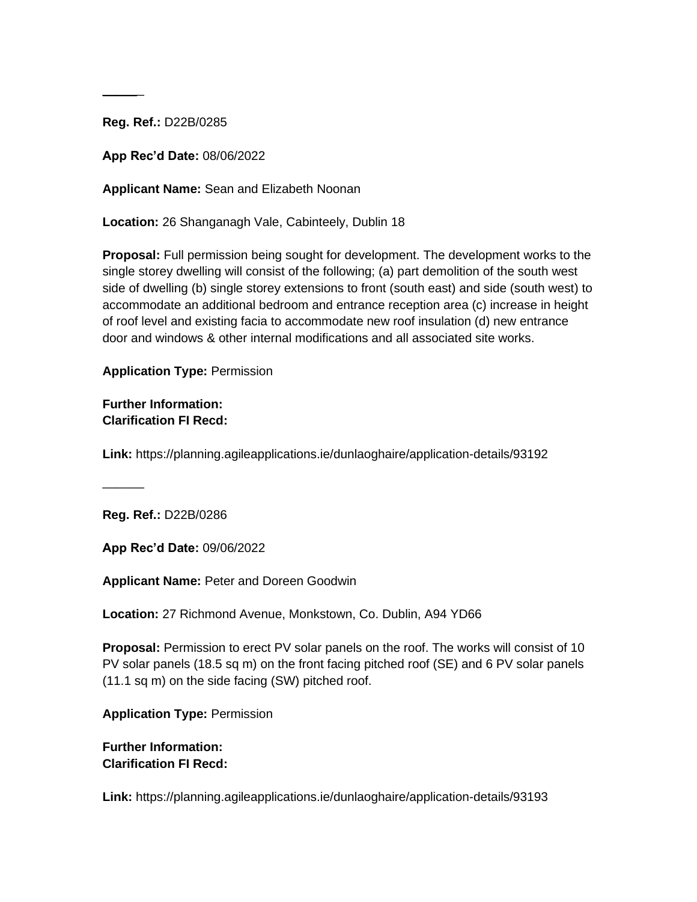______

**Reg. Ref.:** D22B/0285

**App Rec'd Date:** 08/06/2022

**Applicant Name:** Sean and Elizabeth Noonan

**Location:** 26 Shanganagh Vale, Cabinteely, Dublin 18

**Proposal:** Full permission being sought for development. The development works to the single storey dwelling will consist of the following; (a) part demolition of the south west side of dwelling (b) single storey extensions to front (south east) and side (south west) to accommodate an additional bedroom and entrance reception area (c) increase in height of roof level and existing facia to accommodate new roof insulation (d) new entrance door and windows & other internal modifications and all associated site works.

**Application Type:** Permission

**Further Information:**
**Clarification FI Recd:**

**Link:** https://planning.agileapplications.ie/dunlaoghaire/application-details/93192

______

**Reg. Ref.:** D22B/0286

**App Rec'd Date:** 09/06/2022

**Applicant Name:** Peter and Doreen Goodwin

**Location:** 27 Richmond Avenue, Monkstown, Co. Dublin, A94 YD66

**Proposal:** Permission to erect PV solar panels on the roof. The works will consist of 10 PV solar panels (18.5 sq m) on the front facing pitched roof (SE) and 6 PV solar panels (11.1 sq m) on the side facing (SW) pitched roof.

**Application Type:** Permission

**Further Information:**
**Clarification FI Recd:**

**Link:** https://planning.agileapplications.ie/dunlaoghaire/application-details/93193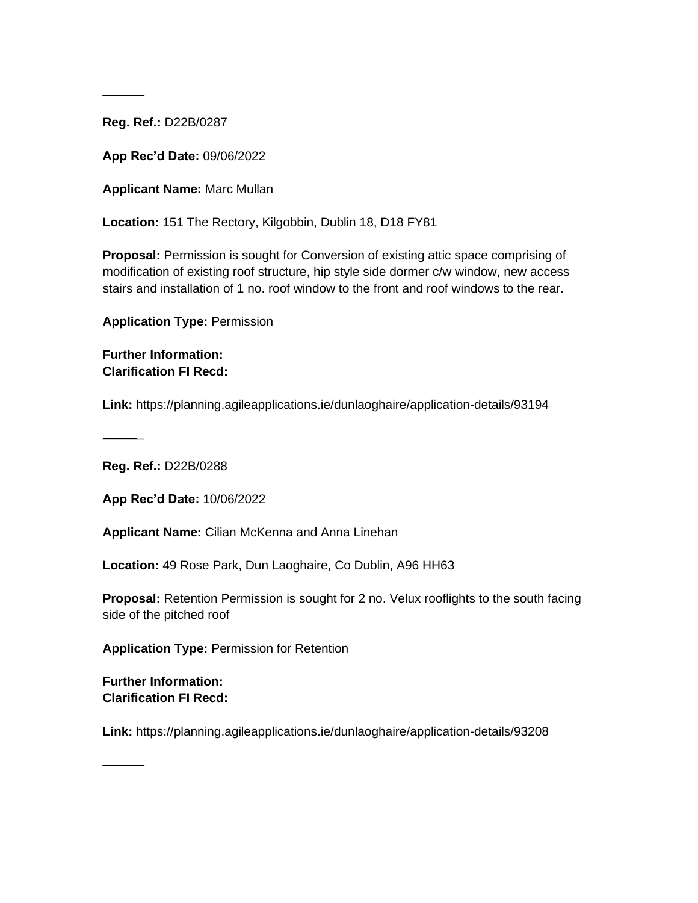______

**Reg. Ref.:** D22B/0287

**App Rec'd Date:** 09/06/2022

**Applicant Name:** Marc Mullan

**Location:** 151 The Rectory, Kilgobbin, Dublin 18, D18 FY81

**Proposal:** Permission is sought for Conversion of existing attic space comprising of modification of existing roof structure, hip style side dormer c/w window, new access stairs and installation of 1 no. roof window to the front and roof windows to the rear.

**Application Type:** Permission

**Further Information:**
**Clarification FI Recd:**

**Link:** https://planning.agileapplications.ie/dunlaoghaire/application-details/93194

______

**Reg. Ref.:** D22B/0288

**App Rec'd Date:** 10/06/2022

**Applicant Name:** Cilian McKenna and Anna Linehan

**Location:** 49 Rose Park, Dun Laoghaire, Co Dublin, A96 HH63

**Proposal:** Retention Permission is sought for 2 no. Velux rooflights to the south facing side of the pitched roof

**Application Type:** Permission for Retention

**Further Information:**
**Clarification FI Recd:**

**Link:** https://planning.agileapplications.ie/dunlaoghaire/application-details/93208

______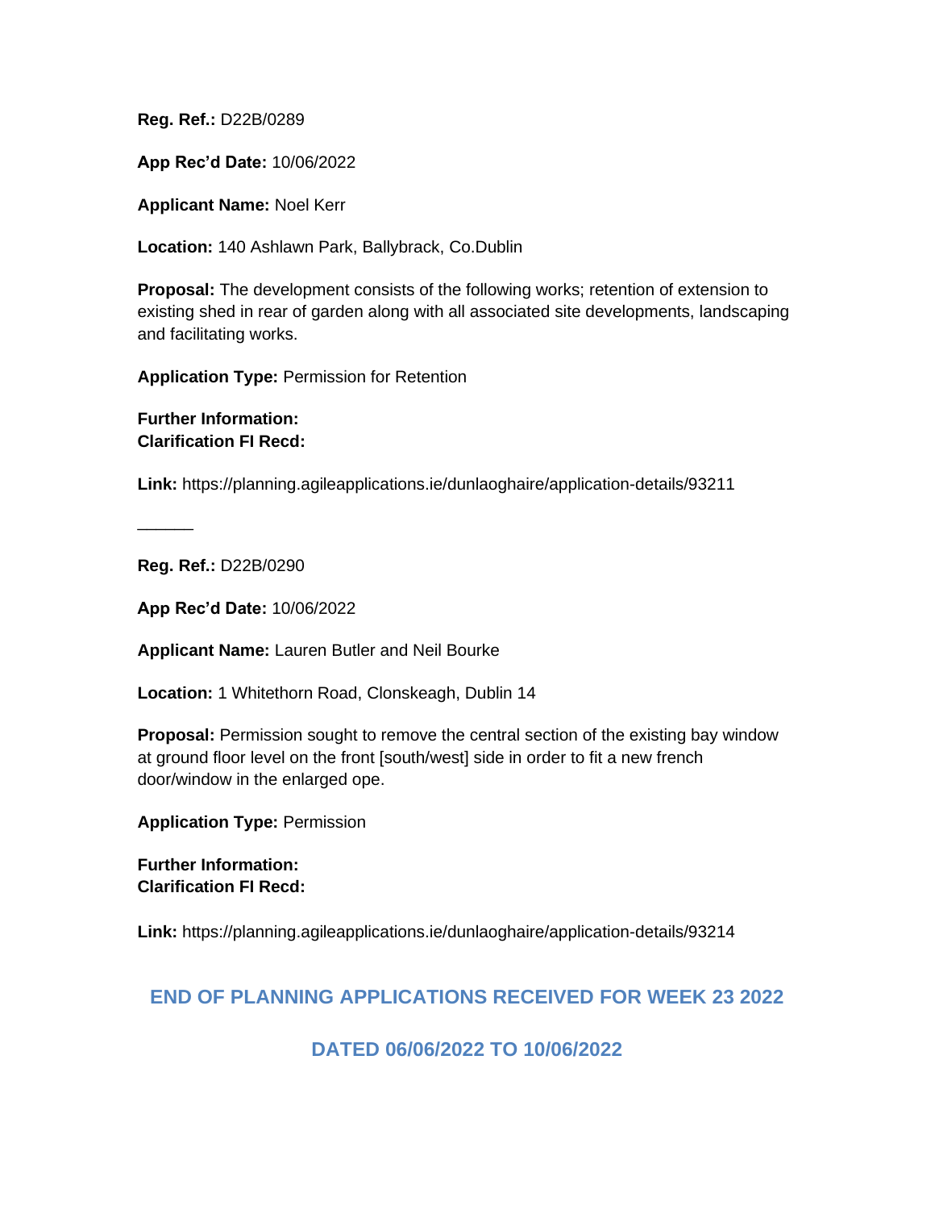**Reg. Ref.:** D22B/0289

**App Rec'd Date:** 10/06/2022

**Applicant Name:** Noel Kerr

**Location:** 140 Ashlawn Park, Ballybrack, Co.Dublin

**Proposal:** The development consists of the following works; retention of extension to existing shed in rear of garden along with all associated site developments, landscaping and facilitating works.

**Application Type:** Permission for Retention

**Further Information:**
**Clarification FI Recd:**

**Link:** https://planning.agileapplications.ie/dunlaoghaire/application-details/93211

______

**Reg. Ref.:** D22B/0290

**App Rec'd Date:** 10/06/2022

**Applicant Name:** Lauren Butler and Neil Bourke

**Location:** 1 Whitethorn Road, Clonskeagh, Dublin 14

**Proposal:** Permission sought to remove the central section of the existing bay window at ground floor level on the front [south/west] side in order to fit a new french door/window in the enlarged ope.

**Application Type:** Permission

**Further Information:**
**Clarification FI Recd:**

**Link:** https://planning.agileapplications.ie/dunlaoghaire/application-details/93214

## END OF PLANNING APPLICATIONS RECEIVED FOR WEEK 23 2022

## DATED 06/06/2022 TO 10/06/2022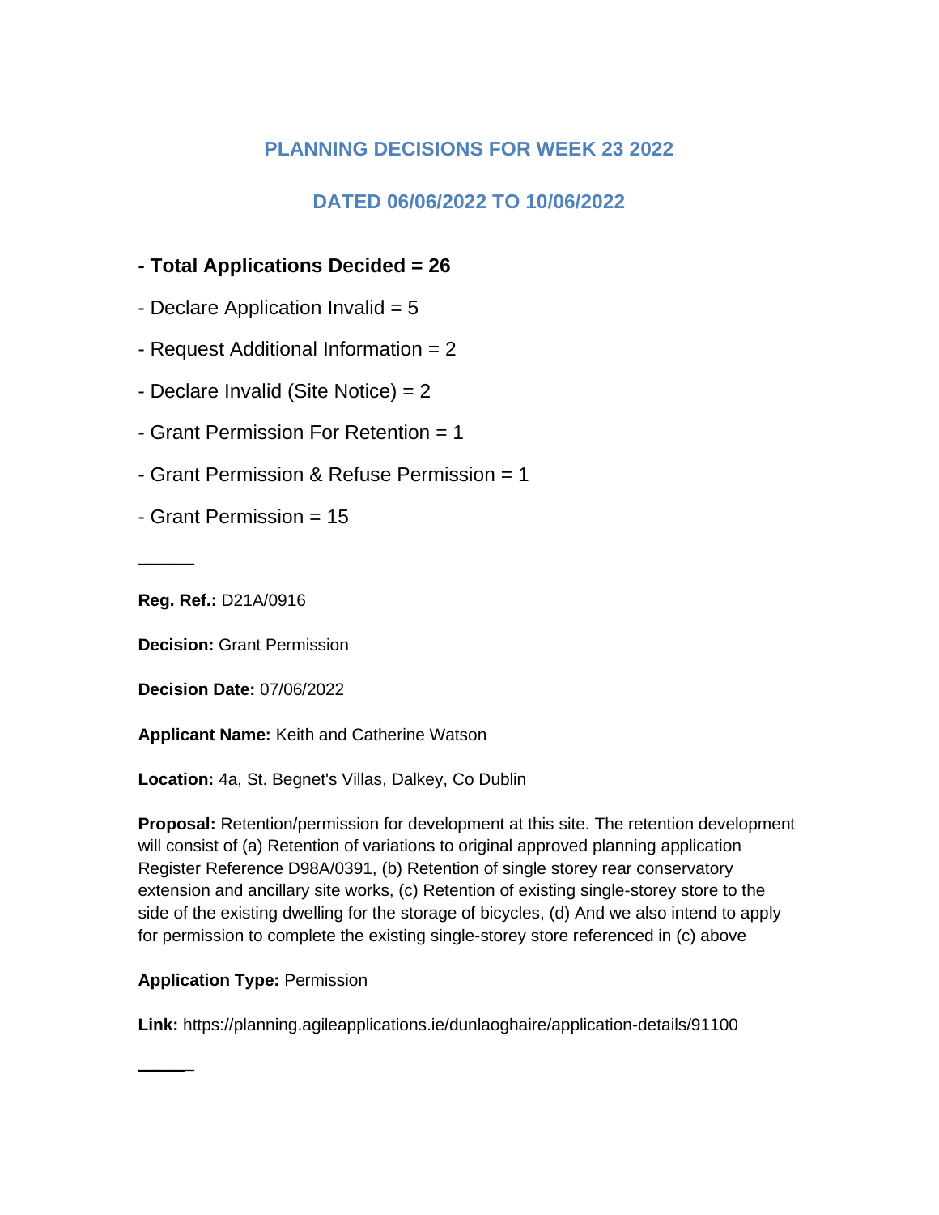## PLANNING DECISIONS FOR WEEK 23 2022

## DATED 06/06/2022 TO 10/06/2022

**- Total Applications Decided = 26**

- Declare Application Invalid = 5
- Request Additional Information = 2
- Declare Invalid (Site Notice) = 2
- Grant Permission For Retention = 1
- Grant Permission & Refuse Permission = 1
- Grant Permission = 15

---

**Reg. Ref.:** D21A/0916

**Decision:** Grant Permission

**Decision Date:** 07/06/2022

**Applicant Name:** Keith and Catherine Watson

**Location:** 4a, St. Begnet's Villas, Dalkey, Co Dublin

**Proposal:** Retention/permission for development at this site. The retention development will consist of (a) Retention of variations to original approved planning application Register Reference D98A/0391, (b) Retention of single storey rear conservatory extension and ancillary site works, (c) Retention of existing single-storey store to the side of the existing dwelling for the storage of bicycles, (d) And we also intend to apply for permission to complete the existing single-storey store referenced in (c) above

**Application Type:** Permission

**Link:** https://planning.agileapplications.ie/dunlaoghaire/application-details/91100

---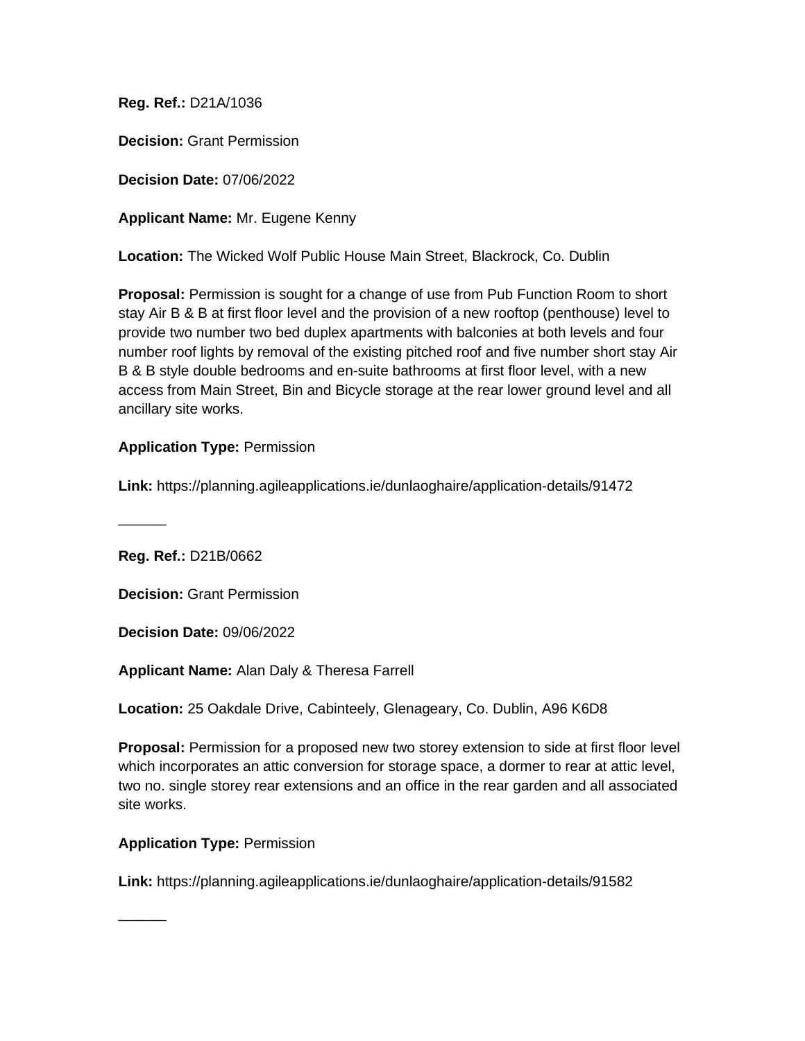**Reg. Ref.:** D21A/1036

**Decision:** Grant Permission

**Decision Date:** 07/06/2022

**Applicant Name:** Mr. Eugene Kenny

**Location:** The Wicked Wolf Public House Main Street, Blackrock, Co. Dublin

**Proposal:** Permission is sought for a change of use from Pub Function Room to short stay Air B & B at first floor level and the provision of a new rooftop (penthouse) level to provide two number two bed duplex apartments with balconies at both levels and four number roof lights by removal of the existing pitched roof and five number short stay Air B & B style double bedrooms and en-suite bathrooms at first floor level, with a new access from Main Street, Bin and Bicycle storage at the rear lower ground level and all ancillary site works.

**Application Type:** Permission

**Link:** https://planning.agileapplications.ie/dunlaoghaire/application-details/91472

______

**Reg. Ref.:** D21B/0662

**Decision:** Grant Permission

**Decision Date:** 09/06/2022

**Applicant Name:** Alan Daly & Theresa Farrell

**Location:** 25 Oakdale Drive, Cabinteely, Glenageary, Co. Dublin, A96 K6D8

**Proposal:** Permission for a proposed new two storey extension to side at first floor level which incorporates an attic conversion for storage space, a dormer to rear at attic level, two no. single storey rear extensions and an office in the rear garden and all associated site works.

**Application Type:** Permission

**Link:** https://planning.agileapplications.ie/dunlaoghaire/application-details/91582

______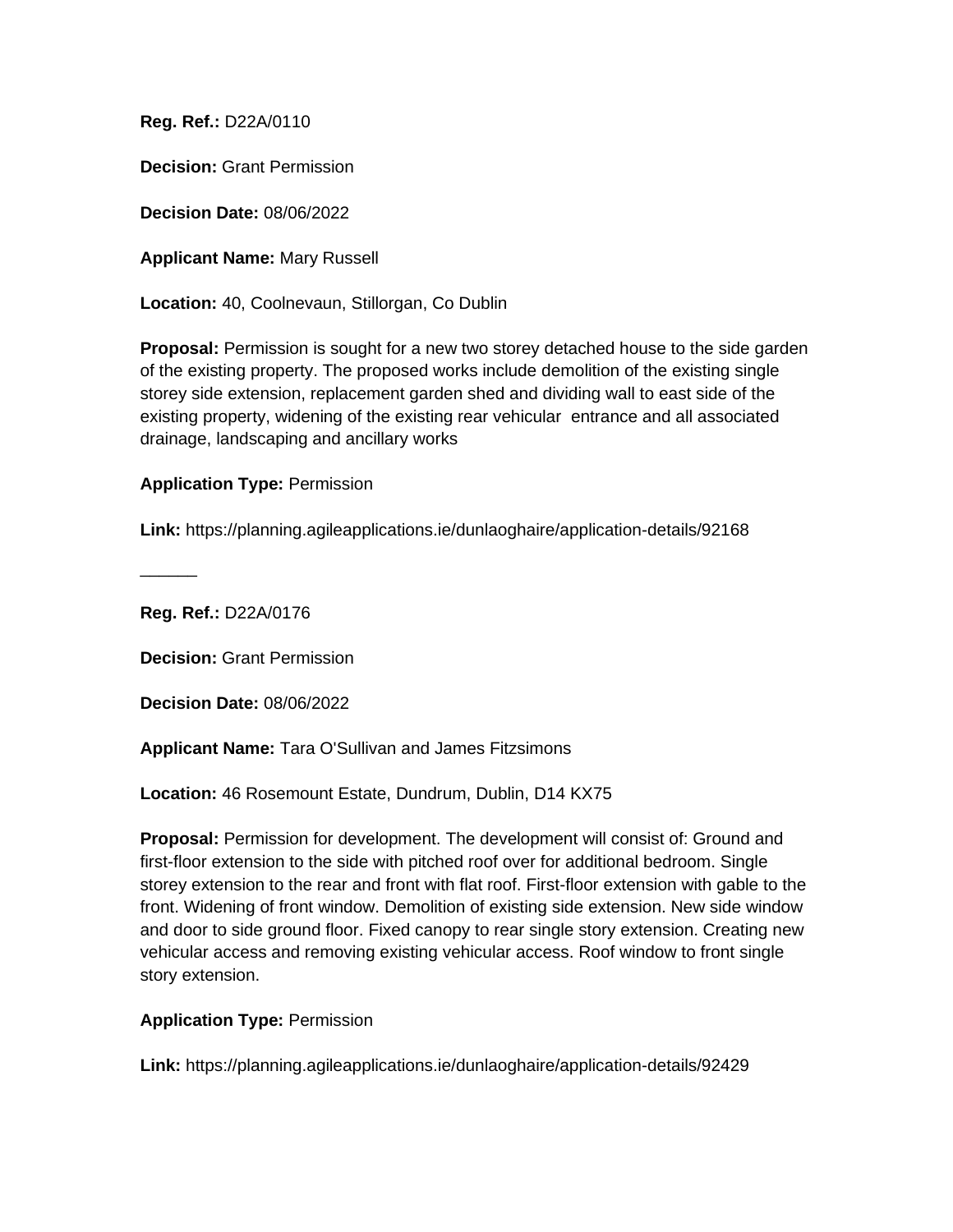**Reg. Ref.:** D22A/0110

**Decision:** Grant Permission

**Decision Date:** 08/06/2022

**Applicant Name:** Mary Russell

**Location:** 40, Coolnevaun, Stillorgan, Co Dublin

**Proposal:** Permission is sought for a new two storey detached house to the side garden of the existing property. The proposed works include demolition of the existing single storey side extension, replacement garden shed and dividing wall to east side of the existing property, widening of the existing rear vehicular entrance and all associated drainage, landscaping and ancillary works

**Application Type:** Permission

**Link:** https://planning.agileapplications.ie/dunlaoghaire/application-details/92168

______

**Reg. Ref.:** D22A/0176

**Decision:** Grant Permission

**Decision Date:** 08/06/2022

**Applicant Name:** Tara O'Sullivan and James Fitzsimons

**Location:** 46 Rosemount Estate, Dundrum, Dublin, D14 KX75

**Proposal:** Permission for development. The development will consist of: Ground and first-floor extension to the side with pitched roof over for additional bedroom. Single storey extension to the rear and front with flat roof. First-floor extension with gable to the front. Widening of front window. Demolition of existing side extension. New side window and door to side ground floor. Fixed canopy to rear single story extension. Creating new vehicular access and removing existing vehicular access. Roof window to front single story extension.

**Application Type:** Permission

**Link:** https://planning.agileapplications.ie/dunlaoghaire/application-details/92429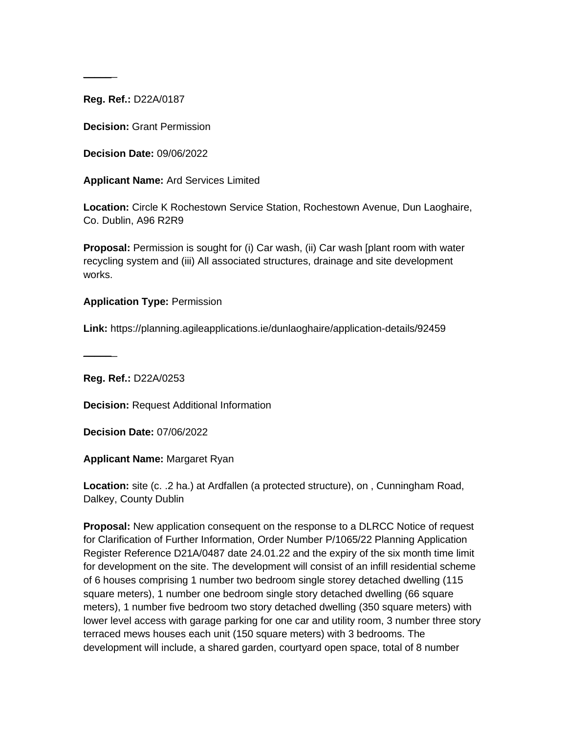_____

**Reg. Ref.:** D22A/0187

**Decision:** Grant Permission

**Decision Date:** 09/06/2022

**Applicant Name:** Ard Services Limited

**Location:** Circle K Rochestown Service Station, Rochestown Avenue, Dun Laoghaire, Co. Dublin, A96 R2R9

**Proposal:** Permission is sought for (i) Car wash, (ii) Car wash [plant room with water recycling system and (iii) All associated structures, drainage and site development works.

**Application Type:** Permission

**Link:** https://planning.agileapplications.ie/dunlaoghaire/application-details/92459

_____

**Reg. Ref.:** D22A/0253

**Decision:** Request Additional Information

**Decision Date:** 07/06/2022

**Applicant Name:** Margaret Ryan

**Location:** site (c. .2 ha.) at Ardfallen (a protected structure), on , Cunningham Road, Dalkey, County Dublin

**Proposal:** New application consequent on the response to a DLRCC Notice of request for Clarification of Further Information, Order Number P/1065/22 Planning Application Register Reference D21A/0487 date 24.01.22 and the expiry of the six month time limit for development on the site. The development will consist of an infill residential scheme of 6 houses comprising 1 number two bedroom single storey detached dwelling (115 square meters), 1 number one bedroom single story detached dwelling (66 square meters), 1 number five bedroom two story detached dwelling (350 square meters) with lower level access with garage parking for one car and utility room, 3 number three story terraced mews houses each unit (150 square meters) with 3 bedrooms. The development will include, a shared garden, courtyard open space, total of 8 number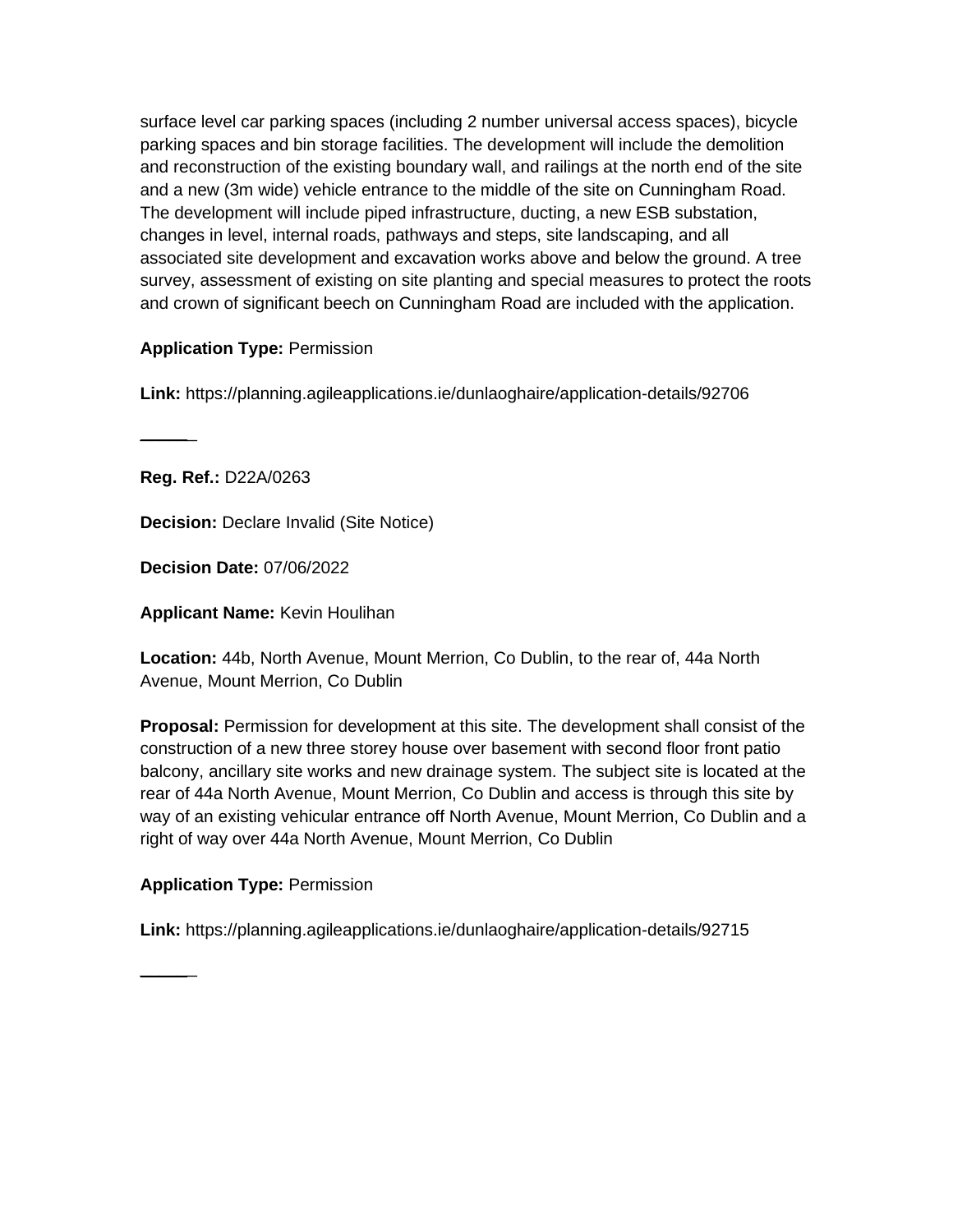surface level car parking spaces (including 2 number universal access spaces), bicycle parking spaces and bin storage facilities. The development will include the demolition and reconstruction of the existing boundary wall, and railings at the north end of the site and a new (3m wide) vehicle entrance to the middle of the site on Cunningham Road. The development will include piped infrastructure, ducting, a new ESB substation, changes in level, internal roads, pathways and steps, site landscaping, and all associated site development and excavation works above and below the ground. A tree survey, assessment of existing on site planting and special measures to protect the roots and crown of significant beech on Cunningham Road are included with the application.

**Application Type:** Permission

**Link:** https://planning.agileapplications.ie/dunlaoghaire/application-details/92706

______

**Reg. Ref.:** D22A/0263

**Decision:** Declare Invalid (Site Notice)

**Decision Date:** 07/06/2022

**Applicant Name:** Kevin Houlihan

**Location:** 44b, North Avenue, Mount Merrion, Co Dublin, to the rear of, 44a North Avenue, Mount Merrion, Co Dublin

**Proposal:** Permission for development at this site. The development shall consist of the construction of a new three storey house over basement with second floor front patio balcony, ancillary site works and new drainage system. The subject site is located at the rear of 44a North Avenue, Mount Merrion, Co Dublin and access is through this site by way of an existing vehicular entrance off North Avenue, Mount Merrion, Co Dublin and a right of way over 44a North Avenue, Mount Merrion, Co Dublin

**Application Type:** Permission

**Link:** https://planning.agileapplications.ie/dunlaoghaire/application-details/92715

______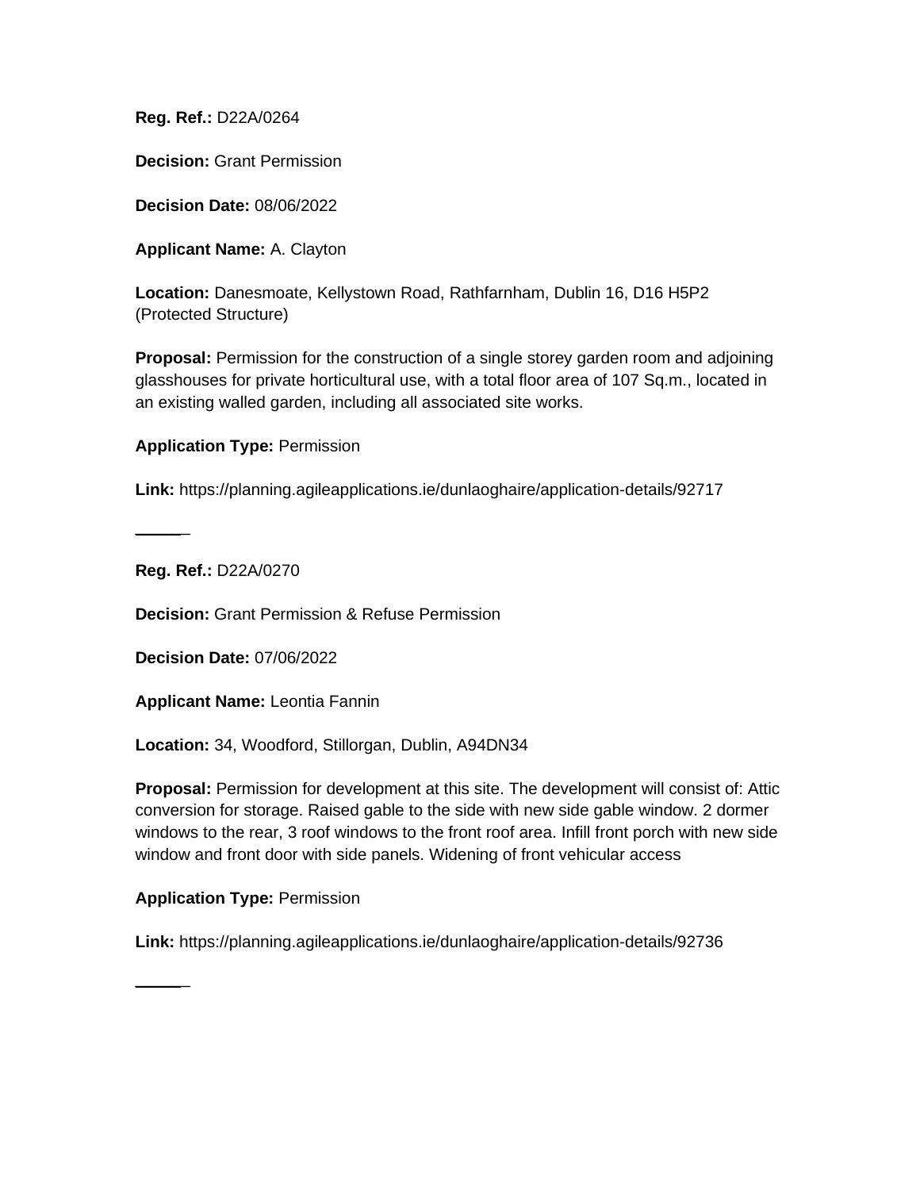**Reg. Ref.:** D22A/0264

**Decision:** Grant Permission

**Decision Date:** 08/06/2022

**Applicant Name:** A. Clayton

**Location:** Danesmoate, Kellystown Road, Rathfarnham, Dublin 16, D16 H5P2 (Protected Structure)

**Proposal:** Permission for the construction of a single storey garden room and adjoining glasshouses for private horticultural use, with a total floor area of 107 Sq.m., located in an existing walled garden, including all associated site works.

**Application Type:** Permission

**Link:** https://planning.agileapplications.ie/dunlaoghaire/application-details/92717

---

**Reg. Ref.:** D22A/0270

**Decision:** Grant Permission & Refuse Permission

**Decision Date:** 07/06/2022

**Applicant Name:** Leontia Fannin

**Location:** 34, Woodford, Stillorgan, Dublin, A94DN34

**Proposal:** Permission for development at this site. The development will consist of: Attic conversion for storage. Raised gable to the side with new side gable window. 2 dormer windows to the rear, 3 roof windows to the front roof area. Infill front porch with new side window and front door with side panels. Widening of front vehicular access

**Application Type:** Permission

**Link:** https://planning.agileapplications.ie/dunlaoghaire/application-details/92736

---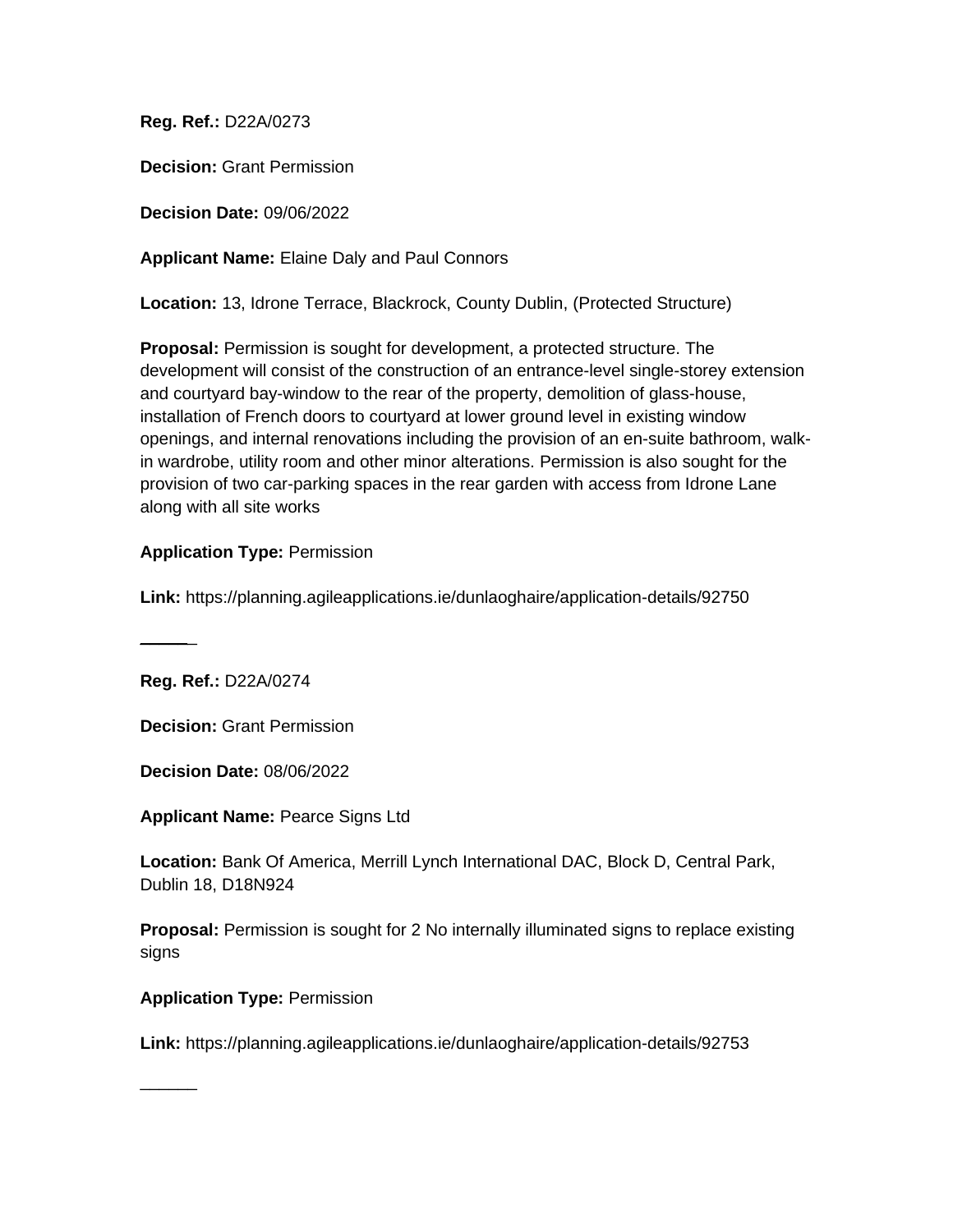**Reg. Ref.:** D22A/0273

**Decision:** Grant Permission

**Decision Date:** 09/06/2022

**Applicant Name:** Elaine Daly and Paul Connors

**Location:** 13, Idrone Terrace, Blackrock, County Dublin, (Protected Structure)

**Proposal:** Permission is sought for development, a protected structure. The development will consist of the construction of an entrance-level single-storey extension and courtyard bay-window to the rear of the property, demolition of glass-house, installation of French doors to courtyard at lower ground level in existing window openings, and internal renovations including the provision of an en-suite bathroom, walk-in wardrobe, utility room and other minor alterations. Permission is also sought for the provision of two car-parking spaces in the rear garden with access from Idrone Lane along with all site works

**Application Type:** Permission

**Link:** https://planning.agileapplications.ie/dunlaoghaire/application-details/92750

______

**Reg. Ref.:** D22A/0274

**Decision:** Grant Permission

**Decision Date:** 08/06/2022

**Applicant Name:** Pearce Signs Ltd

**Location:** Bank Of America, Merrill Lynch International DAC, Block D, Central Park, Dublin 18, D18N924

**Proposal:** Permission is sought for 2 No internally illuminated signs to replace existing signs

**Application Type:** Permission

**Link:** https://planning.agileapplications.ie/dunlaoghaire/application-details/92753

______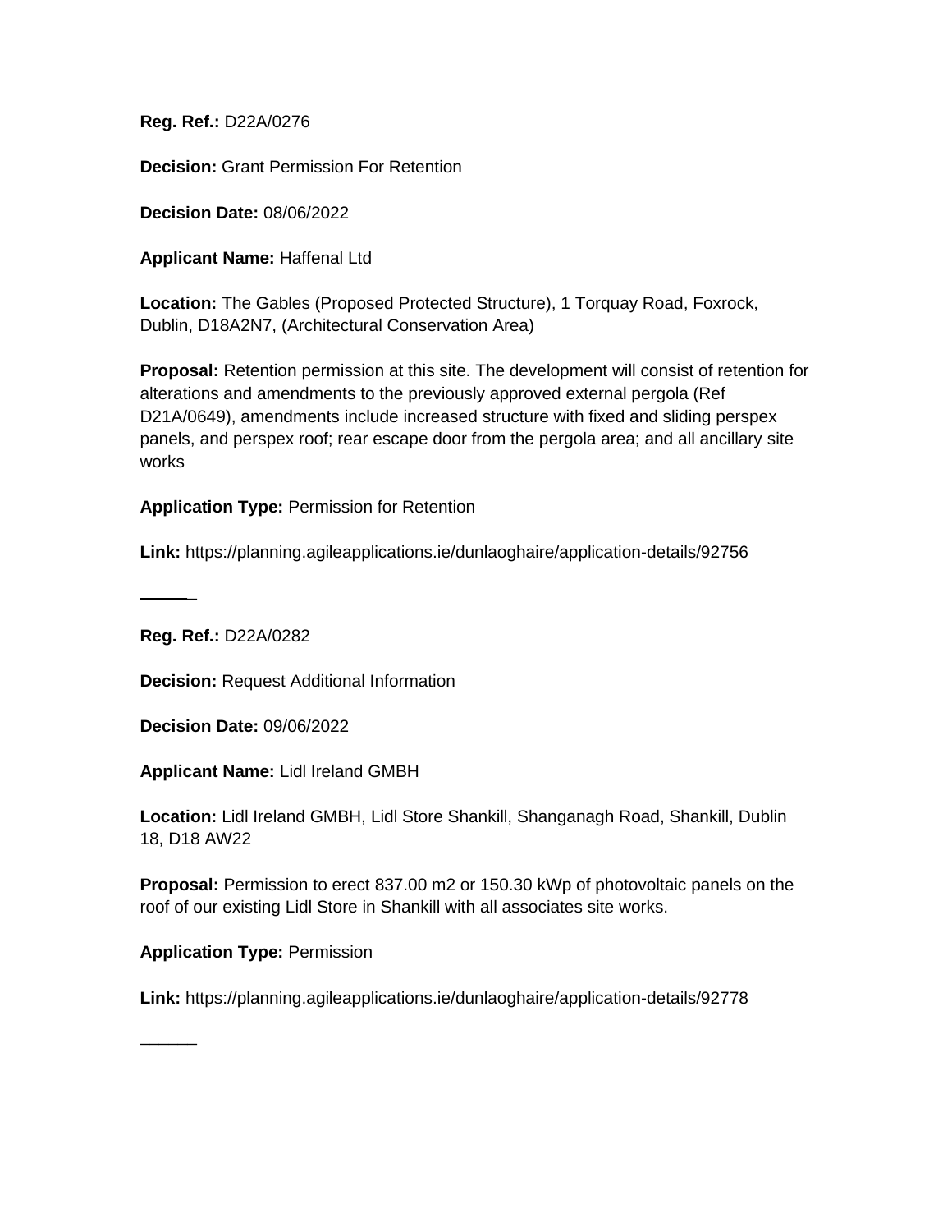**Reg. Ref.:** D22A/0276

**Decision:** Grant Permission For Retention

**Decision Date:** 08/06/2022

**Applicant Name:** Haffenal Ltd

**Location:** The Gables (Proposed Protected Structure), 1 Torquay Road, Foxrock, Dublin, D18A2N7, (Architectural Conservation Area)

**Proposal:** Retention permission at this site. The development will consist of retention for alterations and amendments to the previously approved external pergola (Ref D21A/0649), amendments include increased structure with fixed and sliding perspex panels, and perspex roof; rear escape door from the pergola area; and all ancillary site works

**Application Type:** Permission for Retention

**Link:** https://planning.agileapplications.ie/dunlaoghaire/application-details/92756

______

**Reg. Ref.:** D22A/0282

**Decision:** Request Additional Information

**Decision Date:** 09/06/2022

**Applicant Name:** Lidl Ireland GMBH

**Location:** Lidl Ireland GMBH, Lidl Store Shankill, Shanganagh Road, Shankill, Dublin 18, D18 AW22

**Proposal:** Permission to erect 837.00 m2 or 150.30 kWp of photovoltaic panels on the roof of our existing Lidl Store in Shankill with all associates site works.

**Application Type:** Permission

**Link:** https://planning.agileapplications.ie/dunlaoghaire/application-details/92778

______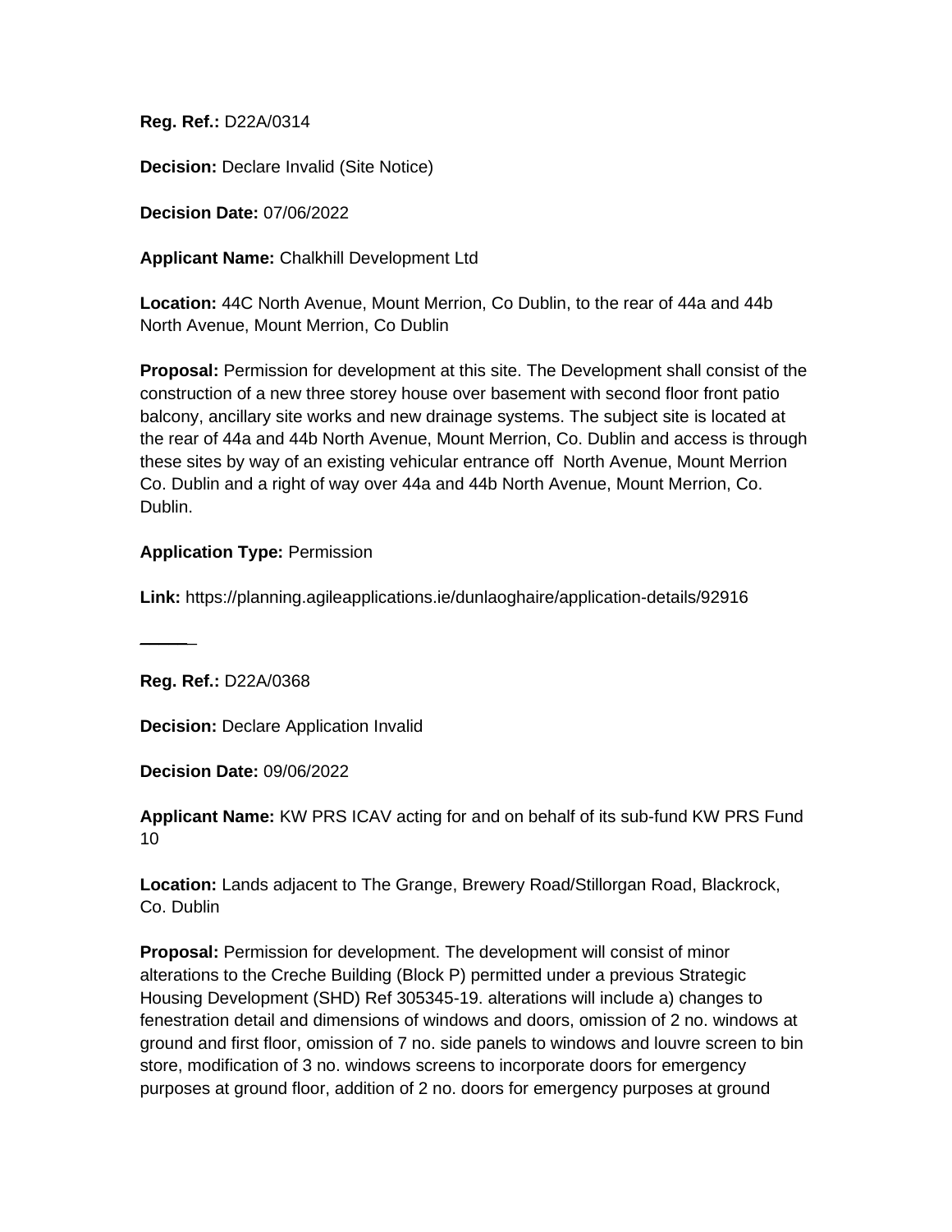**Reg. Ref.:** D22A/0314

**Decision:** Declare Invalid (Site Notice)

**Decision Date:** 07/06/2022

**Applicant Name:** Chalkhill Development Ltd

**Location:** 44C North Avenue, Mount Merrion, Co Dublin, to the rear of 44a and 44b North Avenue, Mount Merrion, Co Dublin

**Proposal:** Permission for development at this site. The Development shall consist of the construction of a new three storey house over basement with second floor front patio balcony, ancillary site works and new drainage systems. The subject site is located at the rear of 44a and 44b North Avenue, Mount Merrion, Co. Dublin and access is through these sites by way of an existing vehicular entrance off North Avenue, Mount Merrion Co. Dublin and a right of way over 44a and 44b North Avenue, Mount Merrion, Co. Dublin.

**Application Type:** Permission

**Link:** https://planning.agileapplications.ie/dunlaoghaire/application-details/92916

---

**Reg. Ref.:** D22A/0368

**Decision:** Declare Application Invalid

**Decision Date:** 09/06/2022

**Applicant Name:** KW PRS ICAV acting for and on behalf of its sub-fund KW PRS Fund 10

**Location:** Lands adjacent to The Grange, Brewery Road/Stillorgan Road, Blackrock, Co. Dublin

**Proposal:** Permission for development. The development will consist of minor alterations to the Creche Building (Block P) permitted under a previous Strategic Housing Development (SHD) Ref 305345-19. alterations will include a) changes to fenestration detail and dimensions of windows and doors, omission of 2 no. windows at ground and first floor, omission of 7 no. side panels to windows and louvre screen to bin store, modification of 3 no. windows screens to incorporate doors for emergency purposes at ground floor, addition of 2 no. doors for emergency purposes at ground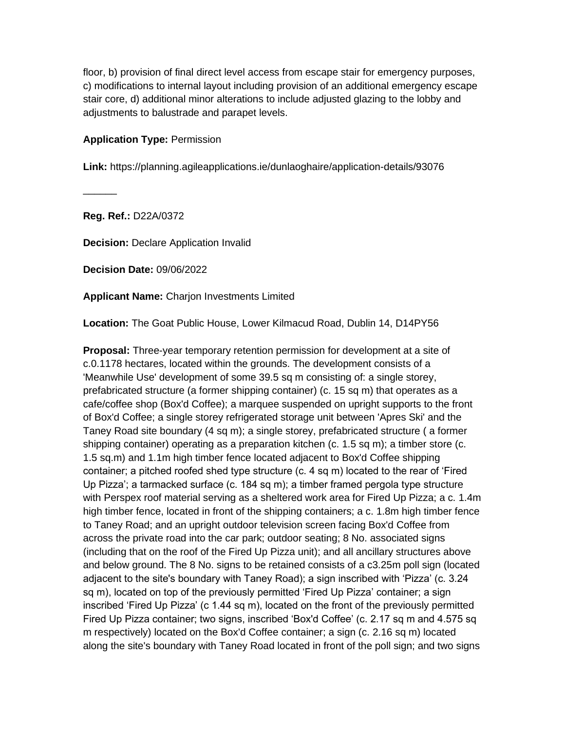floor, b) provision of final direct level access from escape stair for emergency purposes, c) modifications to internal layout including provision of an additional emergency escape stair core, d) additional minor alterations to include adjusted glazing to the lobby and adjustments to balustrade and parapet levels.

**Application Type:** Permission

**Link:** https://planning.agileapplications.ie/dunlaoghaire/application-details/93076

______

**Reg. Ref.:** D22A/0372

**Decision:** Declare Application Invalid

**Decision Date:** 09/06/2022

**Applicant Name:** Charjon Investments Limited

**Location:** The Goat Public House, Lower Kilmacud Road, Dublin 14, D14PY56

**Proposal:** Three-year temporary retention permission for development at a site of c.0.1178 hectares, located within the grounds. The development consists of a 'Meanwhile Use' development of some 39.5 sq m consisting of: a single storey, prefabricated structure (a former shipping container) (c. 15 sq m) that operates as a cafe/coffee shop (Box'd Coffee); a marquee suspended on upright supports to the front of Box'd Coffee; a single storey refrigerated storage unit between 'Apres Ski' and the Taney Road site boundary (4 sq m); a single storey, prefabricated structure ( a former shipping container) operating as a preparation kitchen (c. 1.5 sq m); a timber store (c. 1.5 sq.m) and 1.1m high timber fence located adjacent to Box'd Coffee shipping container; a pitched roofed shed type structure (c. 4 sq m) located to the rear of 'Fired Up Pizza'; a tarmacked surface (c. 184 sq m); a timber framed pergola type structure with Perspex roof material serving as a sheltered work area for Fired Up Pizza; a c. 1.4m high timber fence, located in front of the shipping containers; a c. 1.8m high timber fence to Taney Road; and an upright outdoor television screen facing Box'd Coffee from across the private road into the car park; outdoor seating; 8 No. associated signs (including that on the roof of the Fired Up Pizza unit); and all ancillary structures above and below ground. The 8 No. signs to be retained consists of a c3.25m poll sign (located adjacent to the site's boundary with Taney Road); a sign inscribed with 'Pizza' (c. 3.24 sq m), located on top of the previously permitted 'Fired Up Pizza' container; a sign inscribed 'Fired Up Pizza' (c 1.44 sq m), located on the front of the previously permitted Fired Up Pizza container; two signs, inscribed 'Box'd Coffee' (c. 2.17 sq m and 4.575 sq m respectively) located on the Box'd Coffee container; a sign (c. 2.16 sq m) located along the site's boundary with Taney Road located in front of the poll sign; and two signs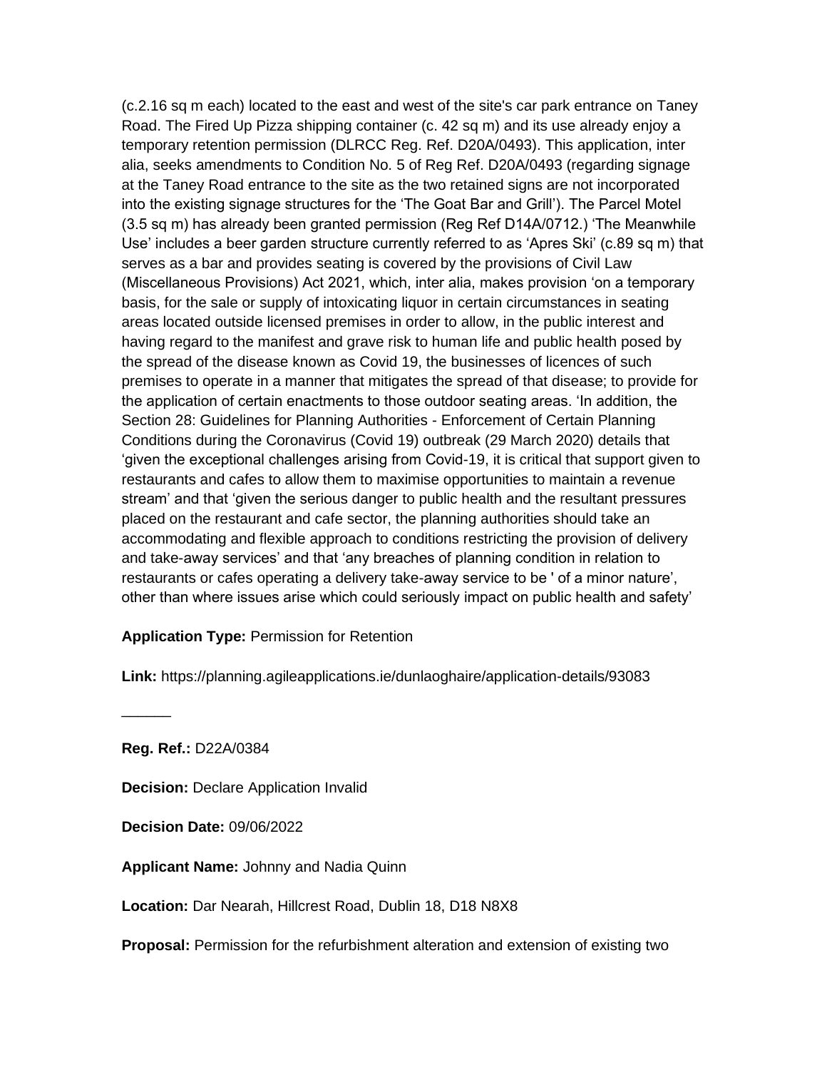(c.2.16 sq m each) located to the east and west of the site's car park entrance on Taney Road. The Fired Up Pizza shipping container (c. 42 sq m) and its use already enjoy a temporary retention permission (DLRCC Reg. Ref. D20A/0493). This application, inter alia, seeks amendments to Condition No. 5 of Reg Ref. D20A/0493 (regarding signage at the Taney Road entrance to the site as the two retained signs are not incorporated into the existing signage structures for the 'The Goat Bar and Grill'). The Parcel Motel (3.5 sq m) has already been granted permission (Reg Ref D14A/0712.) 'The Meanwhile Use' includes a beer garden structure currently referred to as 'Apres Ski' (c.89 sq m) that serves as a bar and provides seating is covered by the provisions of Civil Law (Miscellaneous Provisions) Act 2021, which, inter alia, makes provision 'on a temporary basis, for the sale or supply of intoxicating liquor in certain circumstances in seating areas located outside licensed premises in order to allow, in the public interest and having regard to the manifest and grave risk to human life and public health posed by the spread of the disease known as Covid 19, the businesses of licences of such premises to operate in a manner that mitigates the spread of that disease; to provide for the application of certain enactments to those outdoor seating areas. 'In addition, the Section 28: Guidelines for Planning Authorities - Enforcement of Certain Planning Conditions during the Coronavirus (Covid 19) outbreak (29 March 2020) details that 'given the exceptional challenges arising from Covid-19, it is critical that support given to restaurants and cafes to allow them to maximise opportunities to maintain a revenue stream' and that 'given the serious danger to public health and the resultant pressures placed on the restaurant and cafe sector, the planning authorities should take an accommodating and flexible approach to conditions restricting the provision of delivery and take-away services' and that 'any breaches of planning condition in relation to restaurants or cafes operating a delivery take-away service to be ' of a minor nature', other than where issues arise which could seriously impact on public health and safety'

**Application Type:** Permission for Retention

**Link:** https://planning.agileapplications.ie/dunlaoghaire/application-details/93083

______

**Reg. Ref.:** D22A/0384

**Decision:** Declare Application Invalid

**Decision Date:** 09/06/2022

**Applicant Name:** Johnny and Nadia Quinn

**Location:** Dar Nearah, Hillcrest Road, Dublin 18, D18 N8X8

**Proposal:** Permission for the refurbishment alteration and extension of existing two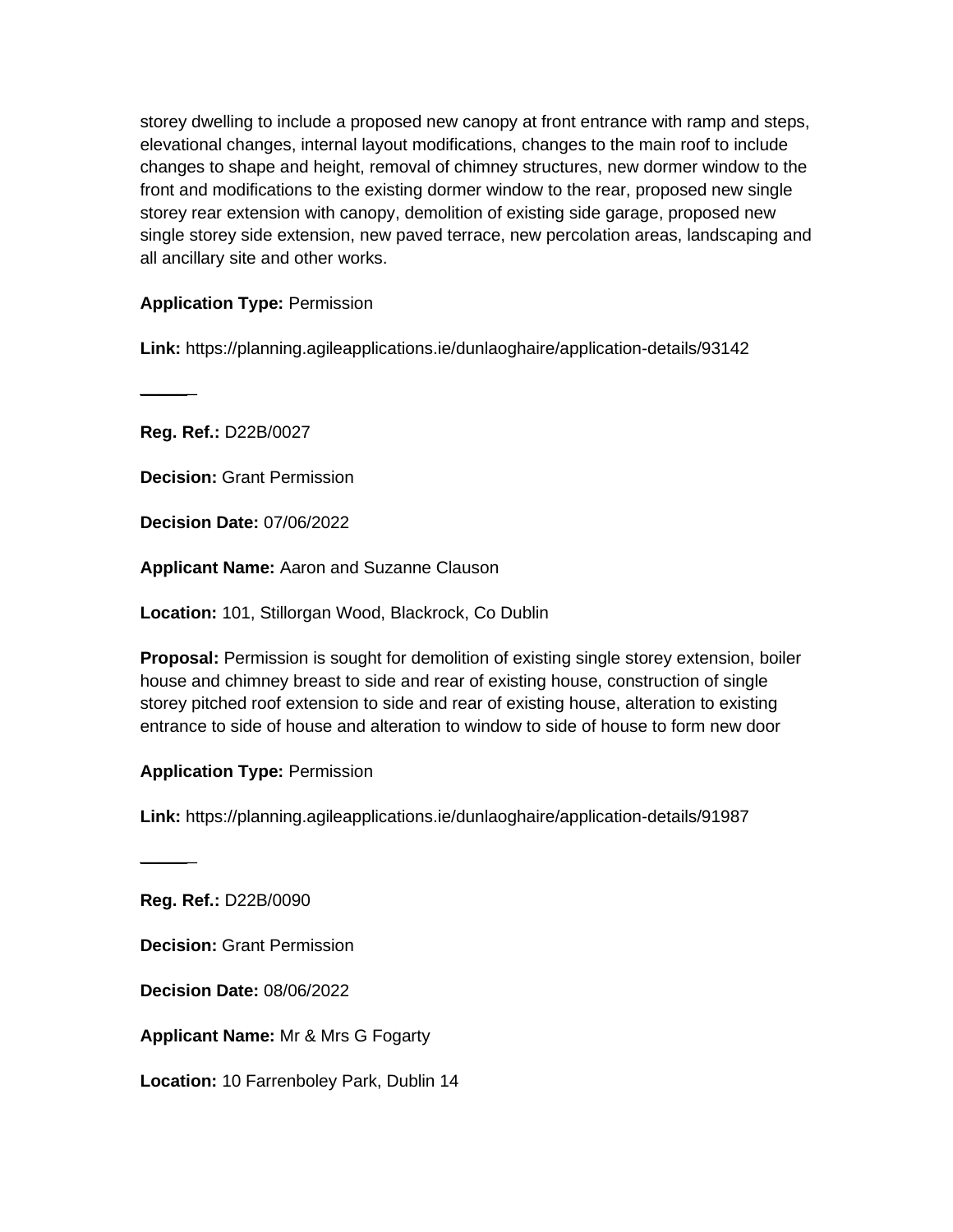storey dwelling to include a proposed new canopy at front entrance with ramp and steps, elevational changes, internal layout modifications, changes to the main roof to include changes to shape and height, removal of chimney structures, new dormer window to the front and modifications to the existing dormer window to the rear, proposed new single storey rear extension with canopy, demolition of existing side garage, proposed new single storey side extension, new paved terrace, new percolation areas, landscaping and all ancillary site and other works.

**Application Type:** Permission

**Link:** https://planning.agileapplications.ie/dunlaoghaire/application-details/93142

______

**Reg. Ref.:** D22B/0027

**Decision:** Grant Permission

**Decision Date:** 07/06/2022

**Applicant Name:** Aaron and Suzanne Clauson

**Location:** 101, Stillorgan Wood, Blackrock, Co Dublin

**Proposal:** Permission is sought for demolition of existing single storey extension, boiler house and chimney breast to side and rear of existing house, construction of single storey pitched roof extension to side and rear of existing house, alteration to existing entrance to side of house and alteration to window to side of house to form new door

**Application Type:** Permission

**Link:** https://planning.agileapplications.ie/dunlaoghaire/application-details/91987

______

**Reg. Ref.:** D22B/0090

**Decision:** Grant Permission

**Decision Date:** 08/06/2022

**Applicant Name:** Mr & Mrs G Fogarty

**Location:** 10 Farrenboley Park, Dublin 14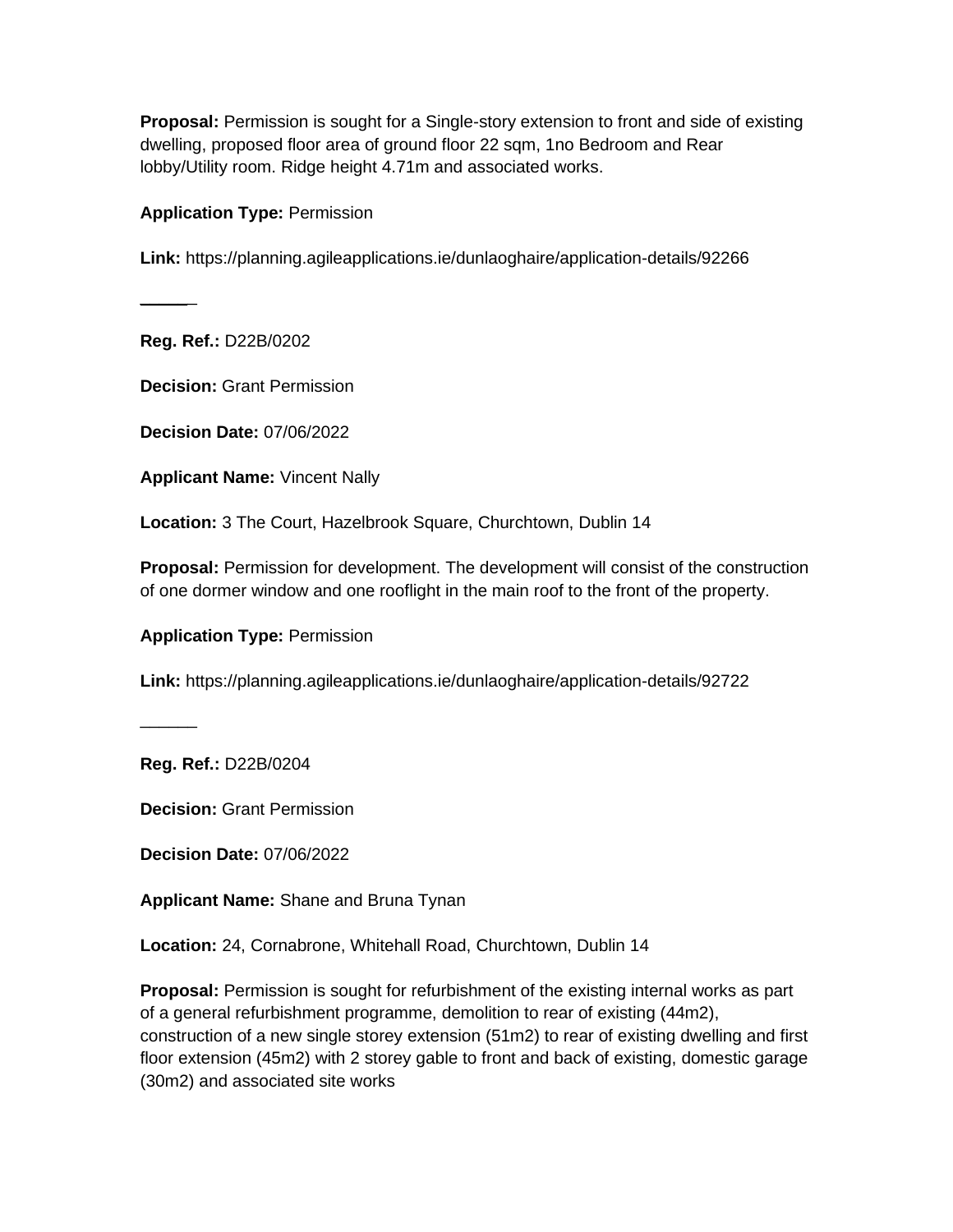**Proposal:** Permission is sought for a Single-story extension to front and side of existing dwelling, proposed floor area of ground floor 22 sqm, 1no Bedroom and Rear lobby/Utility room. Ridge height 4.71m and associated works.

**Application Type:** Permission

**Link:** https://planning.agileapplications.ie/dunlaoghaire/application-details/92266

______

**Reg. Ref.:** D22B/0202

**Decision:** Grant Permission

**Decision Date:** 07/06/2022

**Applicant Name:** Vincent Nally

**Location:** 3 The Court, Hazelbrook Square, Churchtown, Dublin 14

**Proposal:** Permission for development. The development will consist of the construction of one dormer window and one rooflight in the main roof to the front of the property.

**Application Type:** Permission

**Link:** https://planning.agileapplications.ie/dunlaoghaire/application-details/92722

______

**Reg. Ref.:** D22B/0204

**Decision:** Grant Permission

**Decision Date:** 07/06/2022

**Applicant Name:** Shane and Bruna Tynan

**Location:** 24, Cornabrone, Whitehall Road, Churchtown, Dublin 14

**Proposal:** Permission is sought for refurbishment of the existing internal works as part of a general refurbishment programme, demolition to rear of existing (44m2), construction of a new single storey extension (51m2) to rear of existing dwelling and first floor extension (45m2) with 2 storey gable to front and back of existing, domestic garage (30m2) and associated site works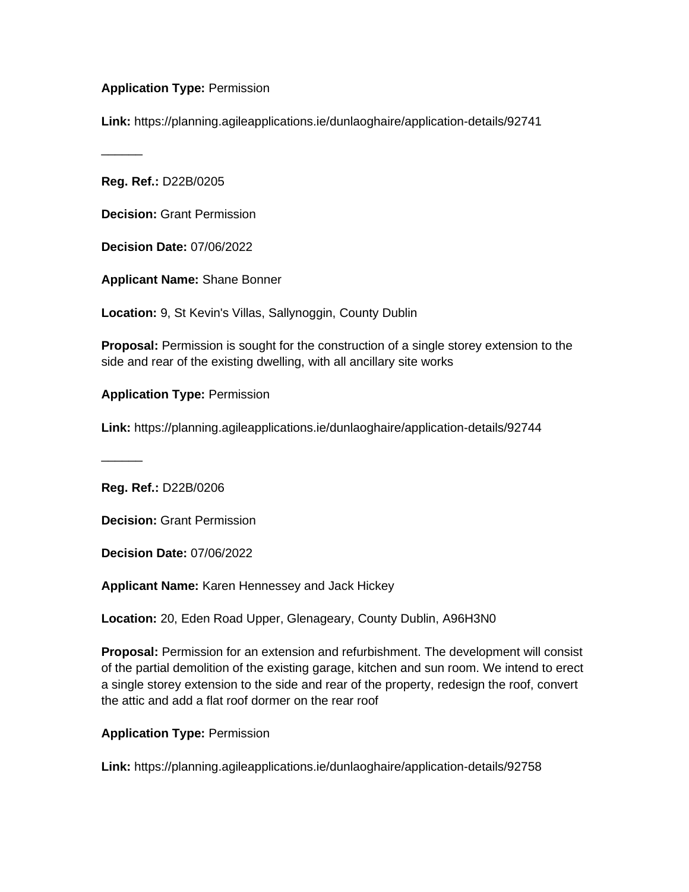**Application Type:** Permission

**Link:** https://planning.agileapplications.ie/dunlaoghaire/application-details/92741

______

**Reg. Ref.:** D22B/0205

**Decision:** Grant Permission

**Decision Date:** 07/06/2022

**Applicant Name:** Shane Bonner

**Location:** 9, St Kevin's Villas, Sallynoggin, County Dublin

**Proposal:** Permission is sought for the construction of a single storey extension to the side and rear of the existing dwelling, with all ancillary site works

**Application Type:** Permission

**Link:** https://planning.agileapplications.ie/dunlaoghaire/application-details/92744

______

**Reg. Ref.:** D22B/0206

**Decision:** Grant Permission

**Decision Date:** 07/06/2022

**Applicant Name:** Karen Hennessey and Jack Hickey

**Location:** 20, Eden Road Upper, Glenageary, County Dublin, A96H3N0

**Proposal:** Permission for an extension and refurbishment. The development will consist of the partial demolition of the existing garage, kitchen and sun room. We intend to erect a single storey extension to the side and rear of the property, redesign the roof, convert the attic and add a flat roof dormer on the rear roof

**Application Type:** Permission

**Link:** https://planning.agileapplications.ie/dunlaoghaire/application-details/92758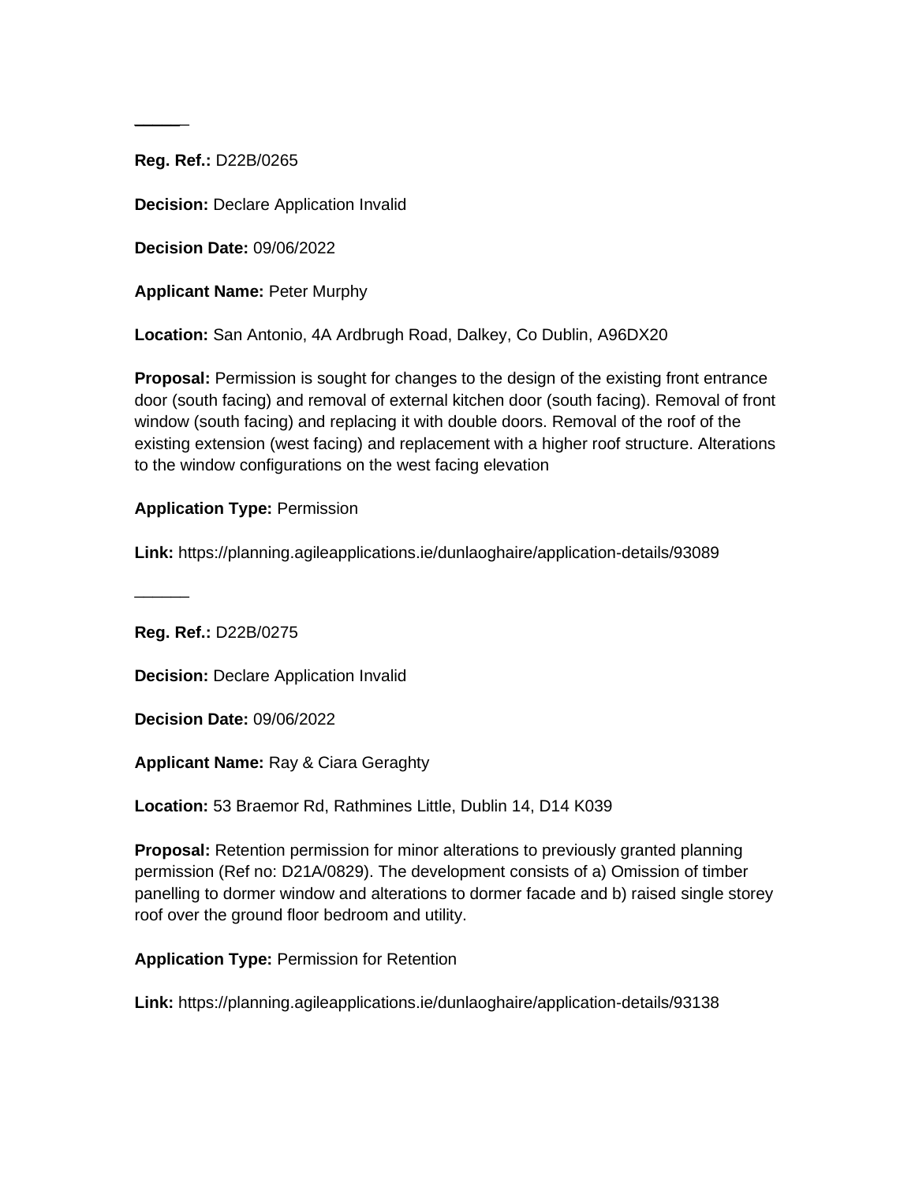______

**Reg. Ref.:** D22B/0265

**Decision:** Declare Application Invalid

**Decision Date:** 09/06/2022

**Applicant Name:** Peter Murphy

**Location:** San Antonio, 4A Ardbrugh Road, Dalkey, Co Dublin, A96DX20

**Proposal:** Permission is sought for changes to the design of the existing front entrance door (south facing) and removal of external kitchen door (south facing). Removal of front window (south facing) and replacing it with double doors. Removal of the roof of the existing extension (west facing) and replacement with a higher roof structure. Alterations to the window configurations on the west facing elevation

**Application Type:** Permission

**Link:** https://planning.agileapplications.ie/dunlaoghaire/application-details/93089

______

**Reg. Ref.:** D22B/0275

**Decision:** Declare Application Invalid

**Decision Date:** 09/06/2022

**Applicant Name:** Ray & Ciara Geraghty

**Location:** 53 Braemor Rd, Rathmines Little, Dublin 14, D14 K039

**Proposal:** Retention permission for minor alterations to previously granted planning permission (Ref no: D21A/0829). The development consists of a) Omission of timber panelling to dormer window and alterations to dormer facade and b) raised single storey roof over the ground floor bedroom and utility.

**Application Type:** Permission for Retention

**Link:** https://planning.agileapplications.ie/dunlaoghaire/application-details/93138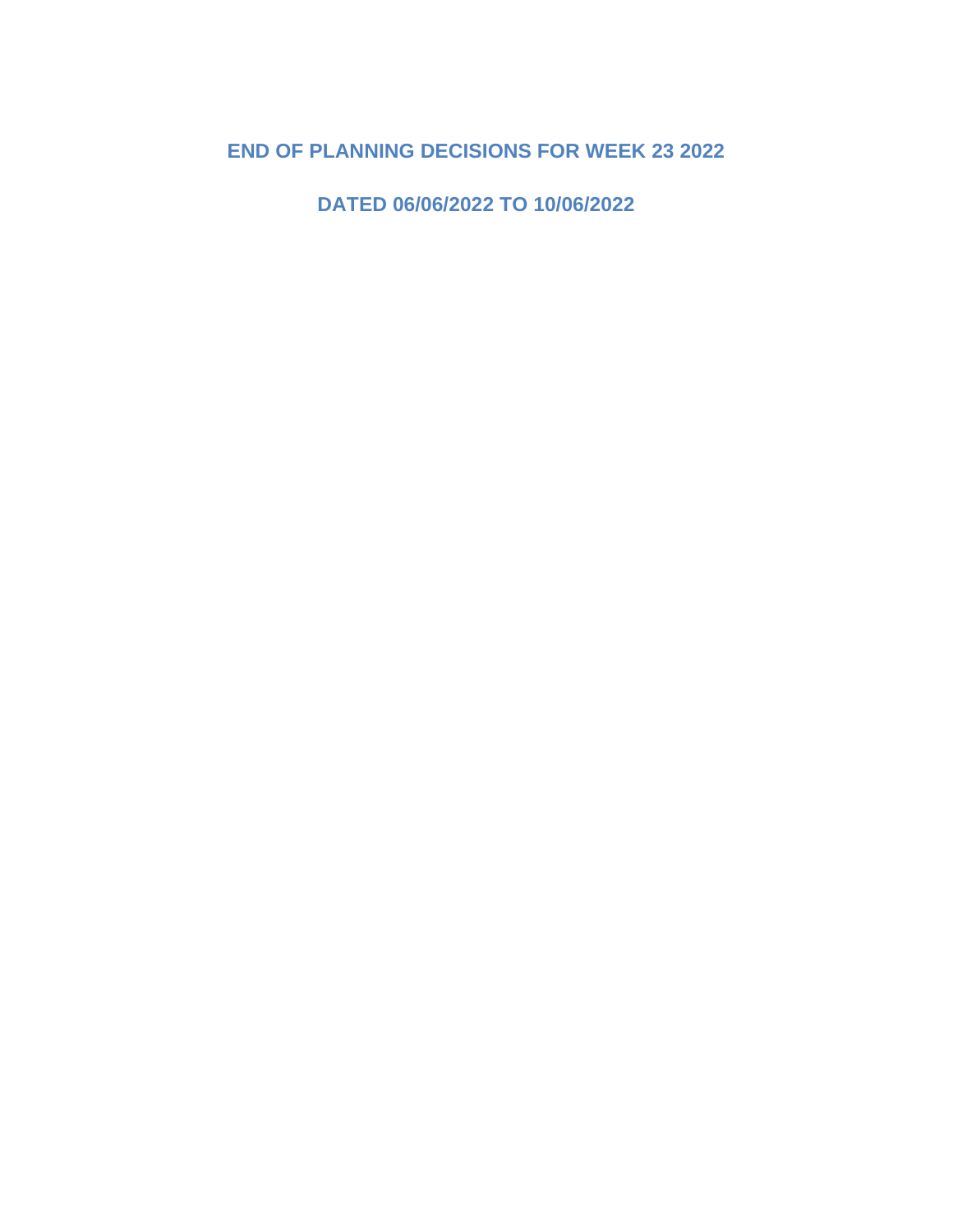## END OF PLANNING DECISIONS FOR WEEK 23 2022

## DATED 06/06/2022 TO 10/06/2022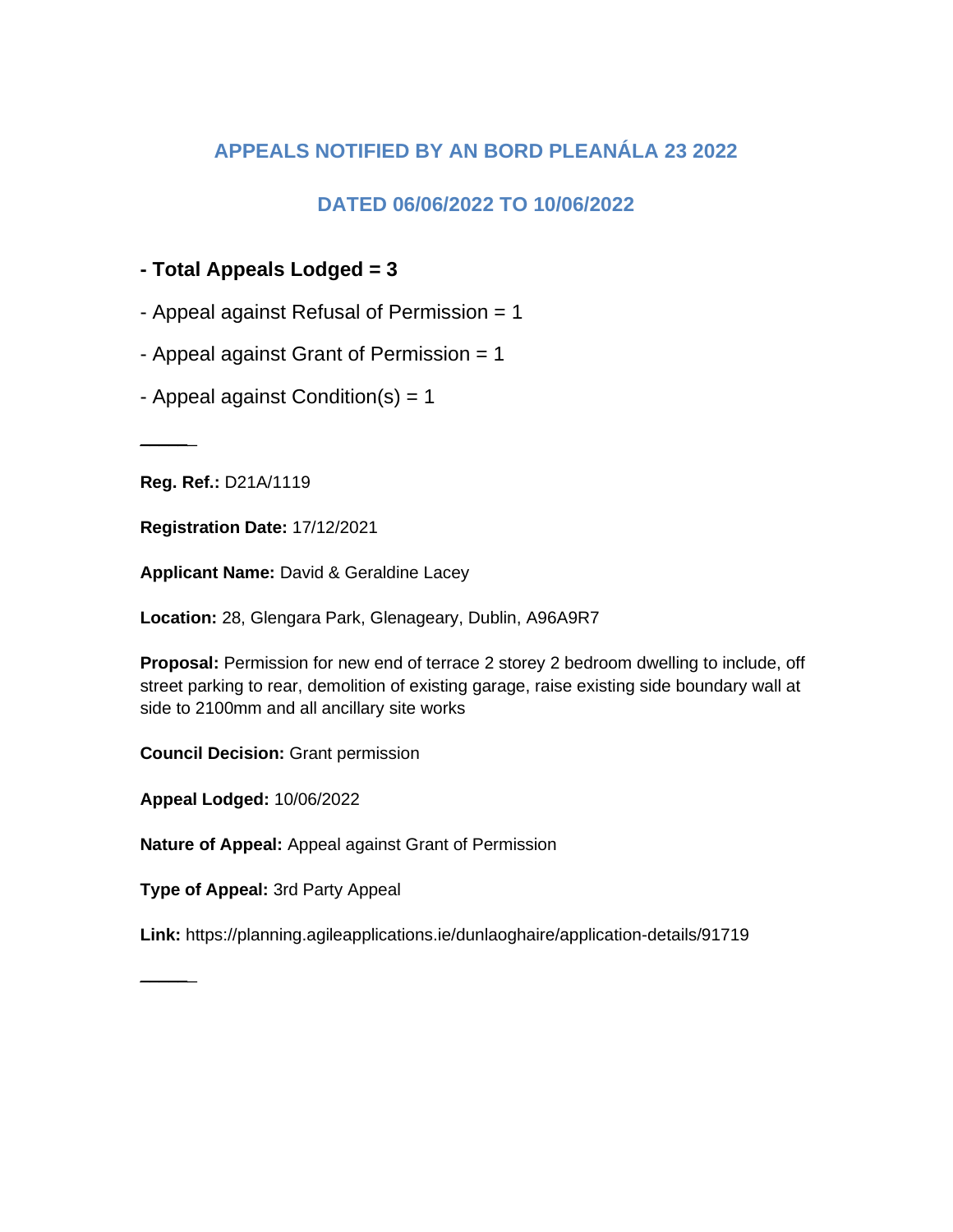## APPEALS NOTIFIED BY AN BORD PLEANÁLA 23 2022

## DATED 06/06/2022 TO 10/06/2022

**- Total Appeals Lodged = 3**

- Appeal against Refusal of Permission = 1

- Appeal against Grant of Permission = 1

- Appeal against Condition(s) = 1

---

**Reg. Ref.:** D21A/1119

**Registration Date:** 17/12/2021

**Applicant Name:** David & Geraldine Lacey

**Location:** 28, Glengara Park, Glenageary, Dublin, A96A9R7

**Proposal:** Permission for new end of terrace 2 storey 2 bedroom dwelling to include, off street parking to rear, demolition of existing garage, raise existing side boundary wall at side to 2100mm and all ancillary site works

**Council Decision:** Grant permission

**Appeal Lodged:** 10/06/2022

**Nature of Appeal:** Appeal against Grant of Permission

**Type of Appeal:** 3rd Party Appeal

**Link:** https://planning.agileapplications.ie/dunlaoghaire/application-details/91719

---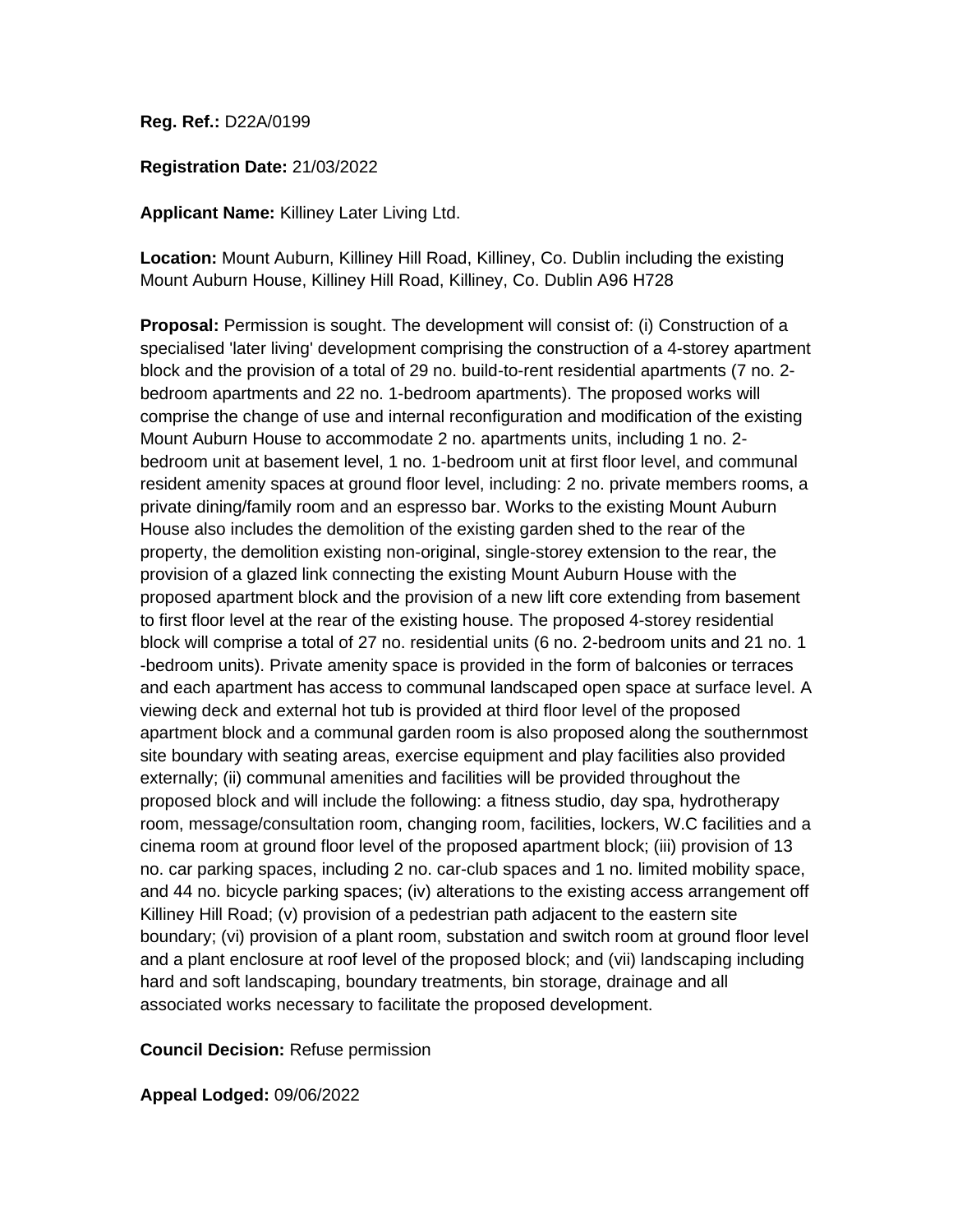**Reg. Ref.:** D22A/0199

**Registration Date:** 21/03/2022

**Applicant Name:** Killiney Later Living Ltd.

**Location:** Mount Auburn, Killiney Hill Road, Killiney, Co. Dublin including the existing Mount Auburn House, Killiney Hill Road, Killiney, Co. Dublin A96 H728

**Proposal:** Permission is sought. The development will consist of: (i) Construction of a specialised 'later living' development comprising the construction of a 4-storey apartment block and the provision of a total of 29 no. build-to-rent residential apartments (7 no. 2-bedroom apartments and 22 no. 1-bedroom apartments). The proposed works will comprise the change of use and internal reconfiguration and modification of the existing Mount Auburn House to accommodate 2 no. apartments units, including 1 no. 2-bedroom unit at basement level, 1 no. 1-bedroom unit at first floor level, and communal resident amenity spaces at ground floor level, including: 2 no. private members rooms, a private dining/family room and an espresso bar. Works to the existing Mount Auburn House also includes the demolition of the existing garden shed to the rear of the property, the demolition existing non-original, single-storey extension to the rear, the provision of a glazed link connecting the existing Mount Auburn House with the proposed apartment block and the provision of a new lift core extending from basement to first floor level at the rear of the existing house. The proposed 4-storey residential block will comprise a total of 27 no. residential units (6 no. 2-bedroom units and 21 no. 1 -bedroom units). Private amenity space is provided in the form of balconies or terraces and each apartment has access to communal landscaped open space at surface level. A viewing deck and external hot tub is provided at third floor level of the proposed apartment block and a communal garden room is also proposed along the southernmost site boundary with seating areas, exercise equipment and play facilities also provided externally; (ii) communal amenities and facilities will be provided throughout the proposed block and will include the following: a fitness studio, day spa, hydrotherapy room, message/consultation room, changing room, facilities, lockers, W.C facilities and a cinema room at ground floor level of the proposed apartment block; (iii) provision of 13 no. car parking spaces, including 2 no. car-club spaces and 1 no. limited mobility space, and 44 no. bicycle parking spaces; (iv) alterations to the existing access arrangement off Killiney Hill Road; (v) provision of a pedestrian path adjacent to the eastern site boundary; (vi) provision of a plant room, substation and switch room at ground floor level and a plant enclosure at roof level of the proposed block; and (vii) landscaping including hard and soft landscaping, boundary treatments, bin storage, drainage and all associated works necessary to facilitate the proposed development.

**Council Decision:** Refuse permission

**Appeal Lodged:** 09/06/2022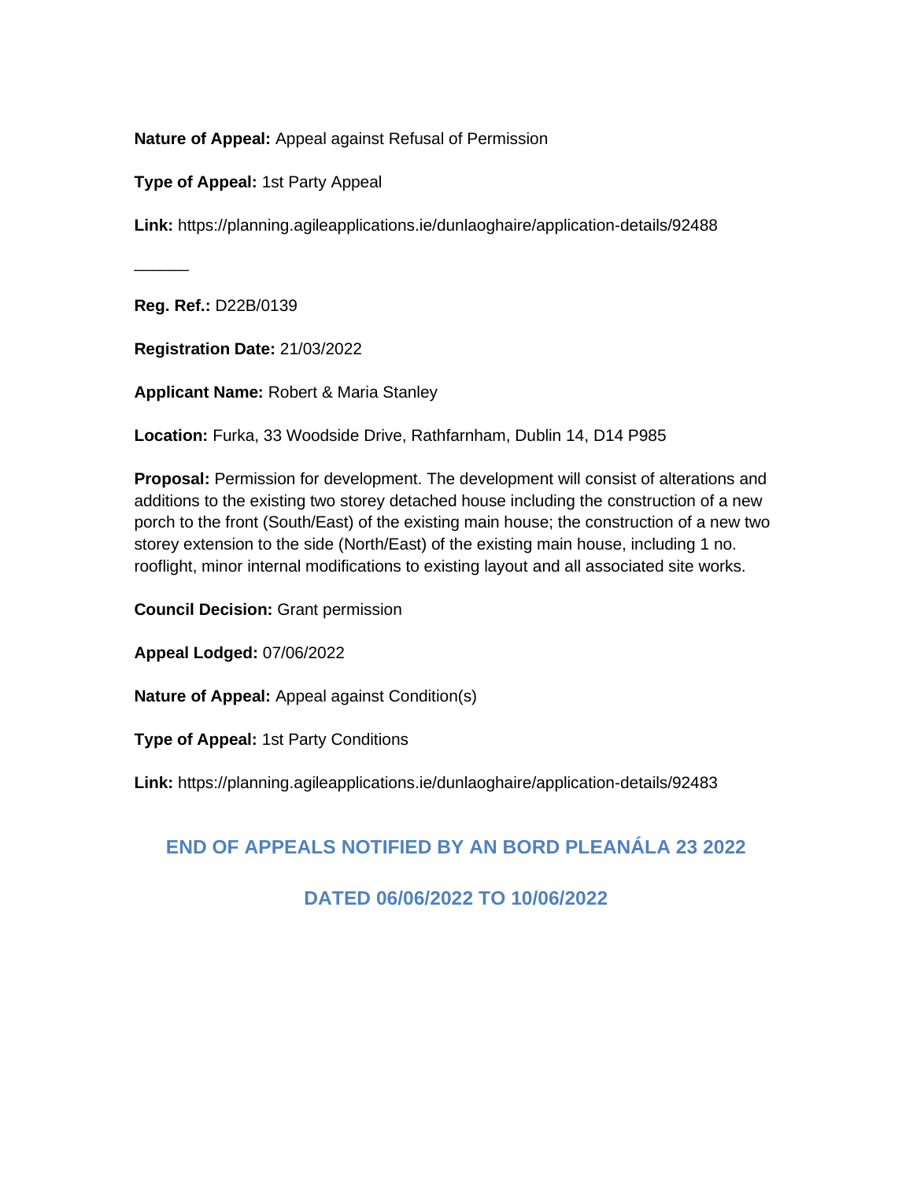**Nature of Appeal:** Appeal against Refusal of Permission

**Type of Appeal:** 1st Party Appeal

**Link:** https://planning.agileapplications.ie/dunlaoghaire/application-details/92488

______

**Reg. Ref.:** D22B/0139

**Registration Date:** 21/03/2022

**Applicant Name:** Robert & Maria Stanley

**Location:** Furka, 33 Woodside Drive, Rathfarnham, Dublin 14, D14 P985

**Proposal:** Permission for development. The development will consist of alterations and additions to the existing two storey detached house including the construction of a new porch to the front (South/East) of the existing main house; the construction of a new two storey extension to the side (North/East) of the existing main house, including 1 no. rooflight, minor internal modifications to existing layout and all associated site works.

**Council Decision:** Grant permission

**Appeal Lodged:** 07/06/2022

**Nature of Appeal:** Appeal against Condition(s)

**Type of Appeal:** 1st Party Conditions

**Link:** https://planning.agileapplications.ie/dunlaoghaire/application-details/92483

## END OF APPEALS NOTIFIED BY AN BORD PLEANÁLA 23 2022

## DATED 06/06/2022 TO 10/06/2022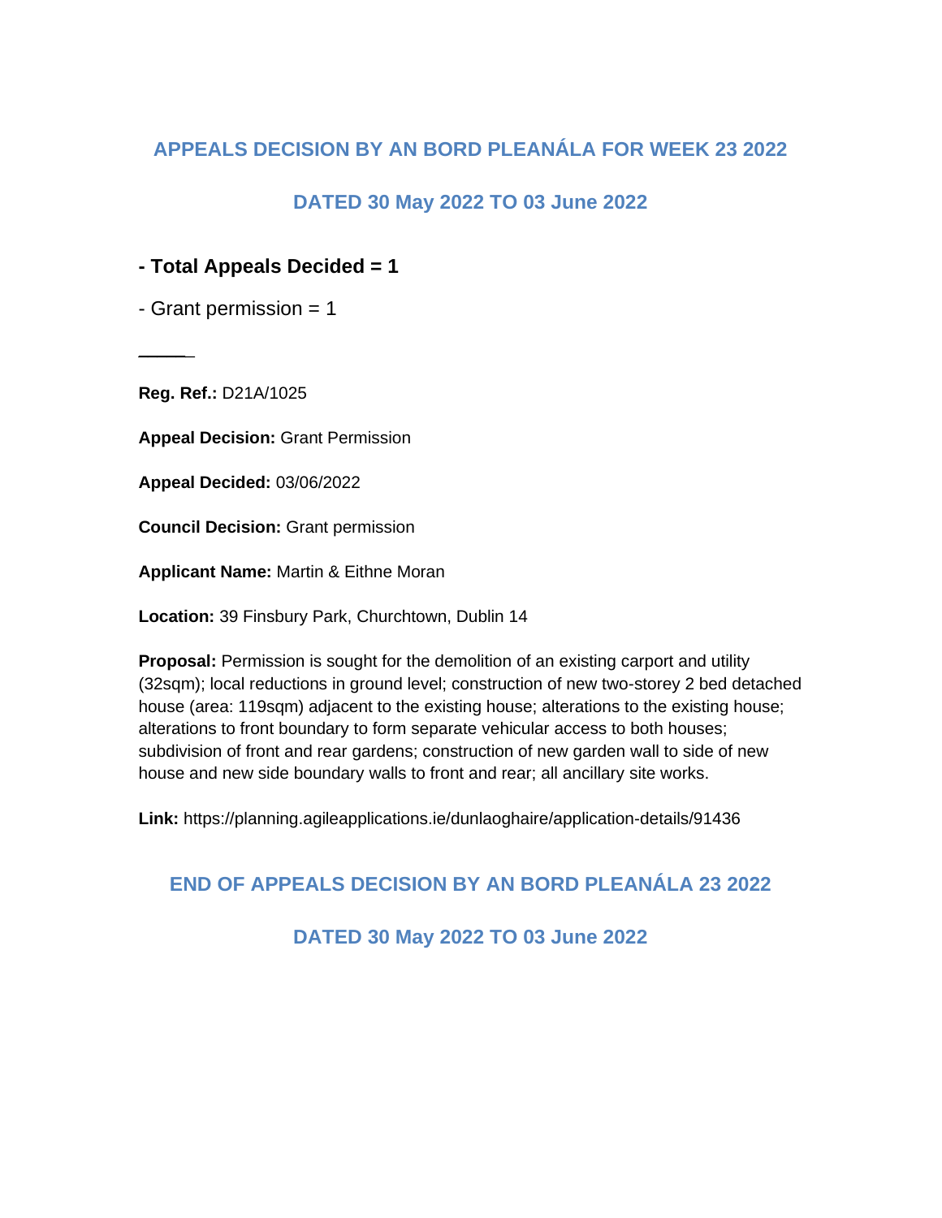## APPEALS DECISION BY AN BORD PLEANÁLA FOR WEEK 23 2022

## DATED 30 May 2022 TO 03 June 2022

**- Total Appeals Decided = 1**

- Grant permission = 1

―――

**Reg. Ref.:** D21A/1025

**Appeal Decision:** Grant Permission

**Appeal Decided:** 03/06/2022

**Council Decision:** Grant permission

**Applicant Name:** Martin & Eithne Moran

**Location:** 39 Finsbury Park, Churchtown, Dublin 14

**Proposal:** Permission is sought for the demolition of an existing carport and utility (32sqm); local reductions in ground level; construction of new two-storey 2 bed detached house (area: 119sqm) adjacent to the existing house; alterations to the existing house; alterations to front boundary to form separate vehicular access to both houses; subdivision of front and rear gardens; construction of new garden wall to side of new house and new side boundary walls to front and rear; all ancillary site works.

**Link:** https://planning.agileapplications.ie/dunlaoghaire/application-details/91436

## END OF APPEALS DECISION BY AN BORD PLEANÁLA 23 2022

## DATED 30 May 2022 TO 03 June 2022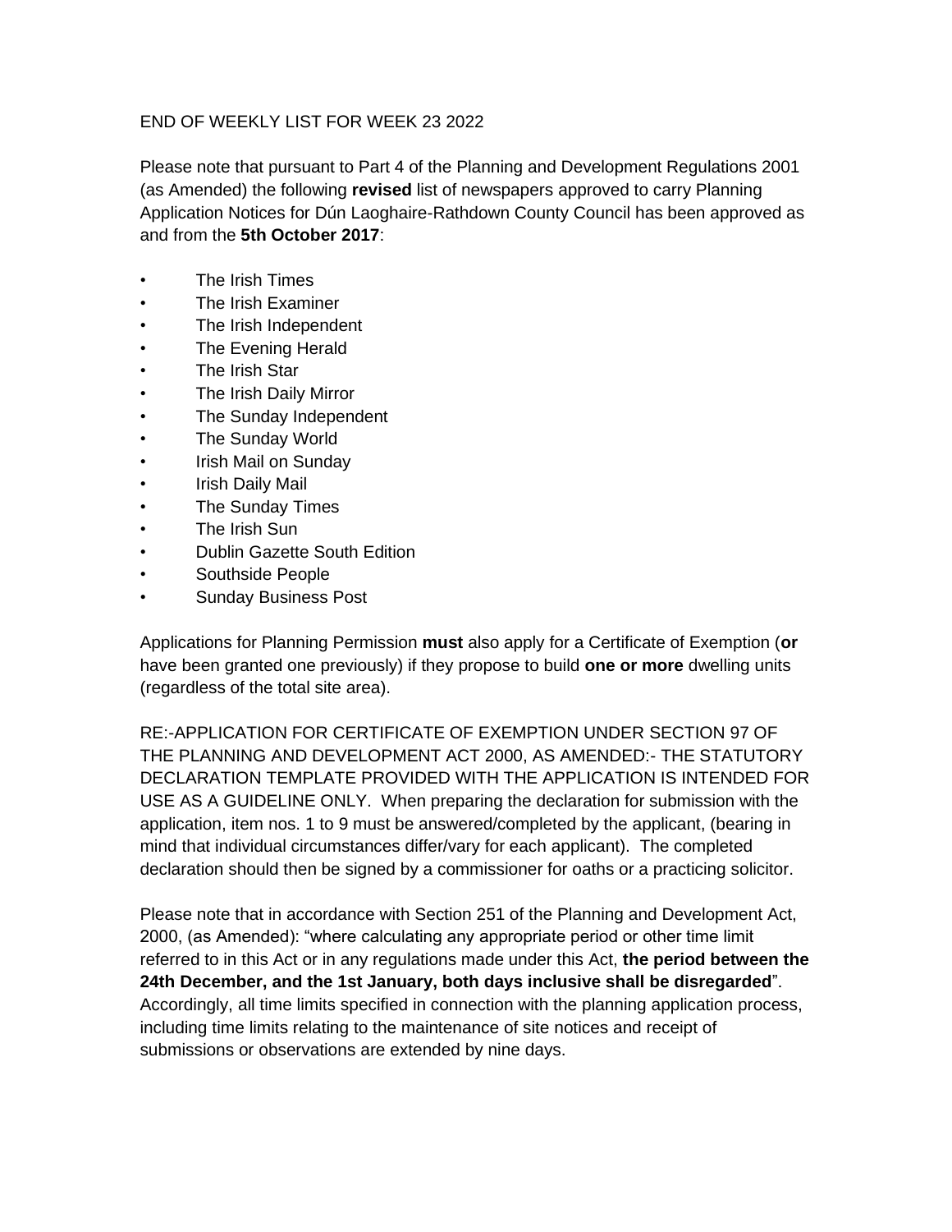END OF WEEKLY LIST FOR WEEK 23 2022

Please note that pursuant to Part 4 of the Planning and Development Regulations 2001 (as Amended) the following **revised** list of newspapers approved to carry Planning Application Notices for Dún Laoghaire-Rathdown County Council has been approved as and from the **5th October 2017**:

- The Irish Times
- The Irish Examiner
- The Irish Independent
- The Evening Herald
- The Irish Star
- The Irish Daily Mirror
- The Sunday Independent
- The Sunday World
- Irish Mail on Sunday
- Irish Daily Mail
- The Sunday Times
- The Irish Sun
- Dublin Gazette South Edition
- Southside People
- Sunday Business Post

Applications for Planning Permission **must** also apply for a Certificate of Exemption (**or** have been granted one previously) if they propose to build **one or more** dwelling units (regardless of the total site area).

RE:-APPLICATION FOR CERTIFICATE OF EXEMPTION UNDER SECTION 97 OF THE PLANNING AND DEVELOPMENT ACT 2000, AS AMENDED:- THE STATUTORY DECLARATION TEMPLATE PROVIDED WITH THE APPLICATION IS INTENDED FOR USE AS A GUIDELINE ONLY. When preparing the declaration for submission with the application, item nos. 1 to 9 must be answered/completed by the applicant, (bearing in mind that individual circumstances differ/vary for each applicant). The completed declaration should then be signed by a commissioner for oaths or a practicing solicitor.

Please note that in accordance with Section 251 of the Planning and Development Act, 2000, (as Amended): "where calculating any appropriate period or other time limit referred to in this Act or in any regulations made under this Act, **the period between the 24th December, and the 1st January, both days inclusive shall be disregarded**". Accordingly, all time limits specified in connection with the planning application process, including time limits relating to the maintenance of site notices and receipt of submissions or observations are extended by nine days.